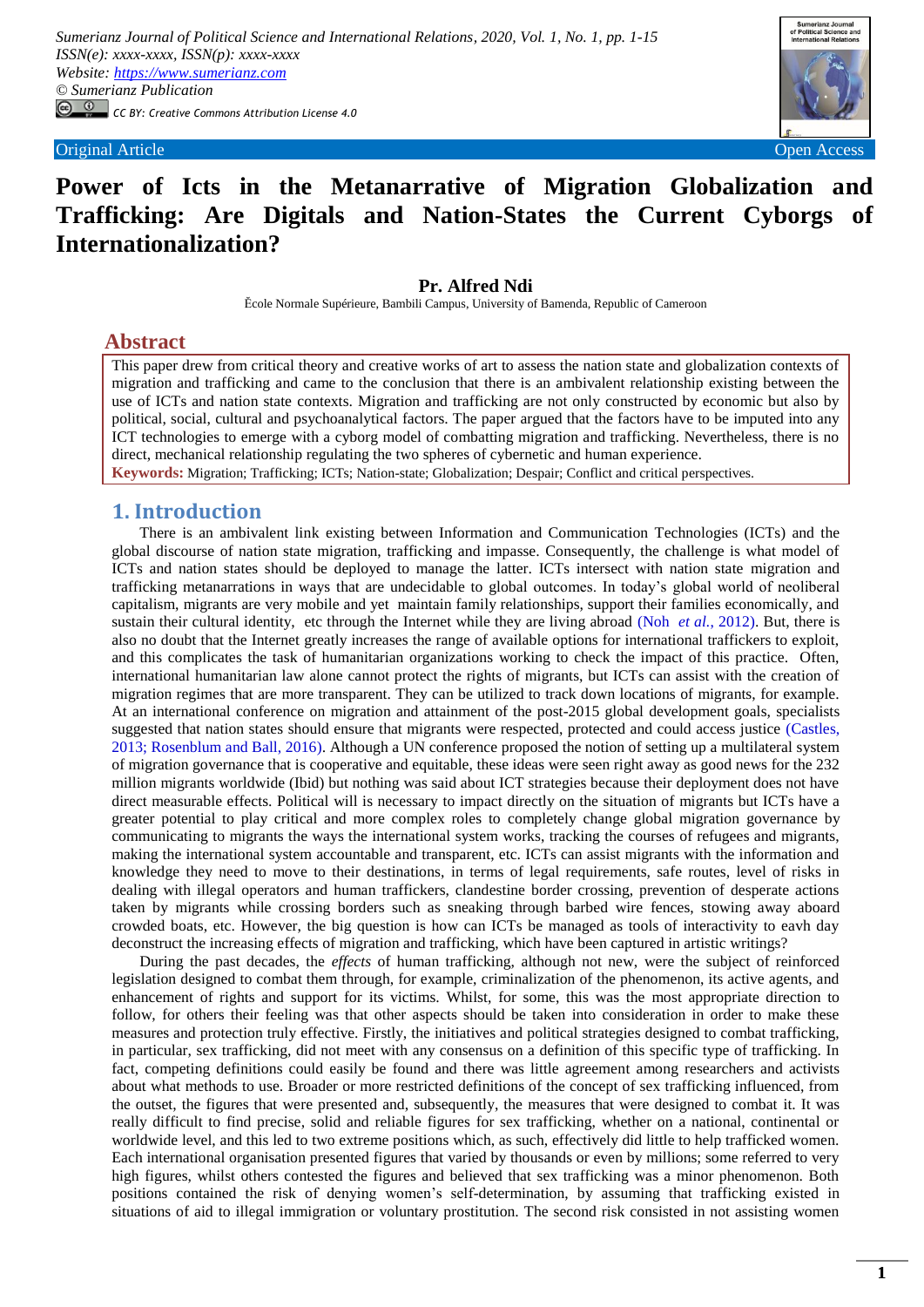Original Article | Open Access

# Power of Icts in the Metanarrative of Migration Globalization and Trafficking: Are Digitals and Nation-States the Current Cyborgs of Internationalization?

**Pr. Alfred Ndi**

École Normale Supérieure, Bambili Campus, University of Bamenda, Republic of Cameroon

## Abstract

This paper drew from critical theory and creative works of art to assess the nation state and globalization contexts of migration and trafficking and came to the conclusion that there is an ambivalent relationship existing between the use of ICTs and nation state contexts. Migration and trafficking are not only constructed by economic but also by political, social, cultural and psychoanalytical factors. The paper argued that the factors have to be imputed into any ICT technologies to emerge with a cyborg model of combatting migration and trafficking. Nevertheless, there is no direct, mechanical relationship regulating the two spheres of cybernetic and human experience.

**Keywords:** Migration; Trafficking; ICTs; Nation-state; Globalization; Despair; Conflict and critical perspectives.

## 1. Introduction

There is an ambivalent link existing between Information and Communication Technologies (ICTs) and the global discourse of nation state migration, trafficking and impasse. Consequently, the challenge is what model of ICTs and nation states should be deployed to manage the latter. ICTs intersect with nation state migration and trafficking metanarrations in ways that are undecidable to global outcomes. In today's global world of neoliberal capitalism, migrants are very mobile and yet maintain family relationships, support their families economically, and sustain their cultural identity, etc through the Internet while they are living abroad (Noh *et al.*, 2012). But, there is also no doubt that the Internet greatly increases the range of available options for international traffickers to exploit, and this complicates the task of humanitarian organizations working to check the impact of this practice. Often, international humanitarian law alone cannot protect the rights of migrants, but ICTs can assist with the creation of migration regimes that are more transparent. They can be utilized to track down locations of migrants, for example. At an international conference on migration and attainment of the post-2015 global development goals, specialists suggested that nation states should ensure that migrants were respected, protected and could access justice (Castles, 2013; Rosenblum and Ball, 2016). Although a UN conference proposed the notion of setting up a multilateral system of migration governance that is cooperative and equitable, these ideas were seen right away as good news for the 232 million migrants worldwide (Ibid) but nothing was said about ICT strategies because their deployment does not have direct measurable effects. Political will is necessary to impact directly on the situation of migrants but ICTs have a greater potential to play critical and more complex roles to completely change global migration governance by communicating to migrants the ways the international system works, tracking the courses of refugees and migrants, making the international system accountable and transparent, etc. ICTs can assist migrants with the information and knowledge they need to move to their destinations, in terms of legal requirements, safe routes, level of risks in dealing with illegal operators and human traffickers, clandestine border crossing, prevention of desperate actions taken by migrants while crossing borders such as sneaking through barbed wire fences, stowing away aboard crowded boats, etc. However, the big question is how can ICTs be managed as tools of interactivity to eavh day deconstruct the increasing effects of migration and trafficking, which have been captured in artistic writings?

During the past decades, the *effects* of human trafficking, although not new, were the subject of reinforced legislation designed to combat them through, for example, criminalization of the phenomenon, its active agents, and enhancement of rights and support for its victims. Whilst, for some, this was the most appropriate direction to follow, for others their feeling was that other aspects should be taken into consideration in order to make these measures and protection truly effective. Firstly, the initiatives and political strategies designed to combat trafficking, in particular, sex trafficking, did not meet with any consensus on a definition of this specific type of trafficking. In fact, competing definitions could easily be found and there was little agreement among researchers and activists about what methods to use. Broader or more restricted definitions of the concept of sex trafficking influenced, from the outset, the figures that were presented and, subsequently, the measures that were designed to combat it. It was really difficult to find precise, solid and reliable figures for sex trafficking, whether on a national, continental or worldwide level, and this led to two extreme positions which, as such, effectively did little to help trafficked women. Each international organisation presented figures that varied by thousands or even by millions; some referred to very high figures, whilst others contested the figures and believed that sex trafficking was a minor phenomenon. Both positions contained the risk of denying women's self-determination, by assuming that trafficking existed in situations of aid to illegal immigration or voluntary prostitution. The second risk consisted in not assisting women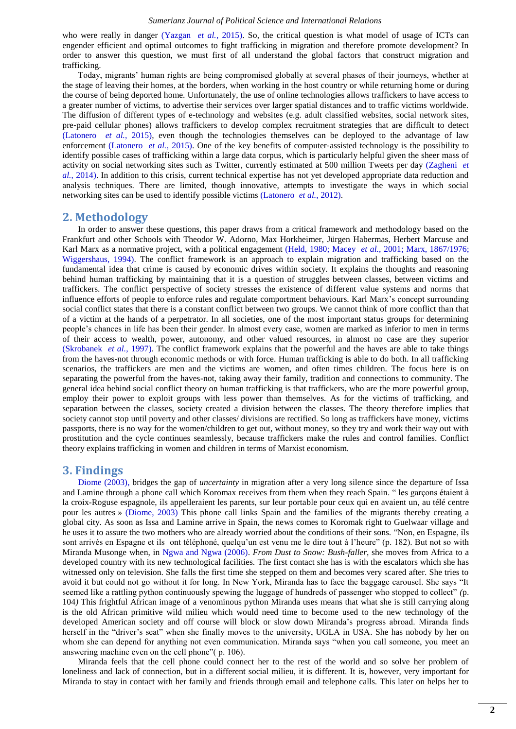who were really in danger (Yazgan *et al.*, 2015). So, the critical question is what model of usage of ICTs can engender efficient and optimal outcomes to fight trafficking in migration and therefore promote development? In order to answer this question, we must first of all understand the global factors that construct migration and trafficking.

Today, migrants' human rights are being compromised globally at several phases of their journeys, whether at the stage of leaving their homes, at the borders, when working in the host country or while returning home or during the course of being deported home. Unfortunately, the use of online technologies allows traffickers to have access to a greater number of victims, to advertise their services over larger spatial distances and to traffic victims worldwide. The diffusion of different types of e-technology and websites (e.g. adult classified websites, social network sites, pre-paid cellular phones) allows traffickers to develop complex recruitment strategies that are difficult to detect (Latonero *et al.*, 2015), even though the technologies themselves can be deployed to the advantage of law enforcement (Latonero *et al.*, 2015). One of the key benefits of computer-assisted technology is the possibility to identify possible cases of trafficking within a large data corpus, which is particularly helpful given the sheer mass of activity on social networking sites such as Twitter, currently estimated at 500 million Tweets per day (Zagheni *et al.*, 2014). In addition to this crisis, current technical expertise has not yet developed appropriate data reduction and analysis techniques. There are limited, though innovative, attempts to investigate the ways in which social networking sites can be used to identify possible victims (Latonero *et al.*, 2012).

## 2. Methodology

In order to answer these questions, this paper draws from a critical framework and methodology based on the Frankfurt and other Schools with Theodor W. Adorno, Max Horkheimer, Jürgen Habermas, Herbert Marcuse and Karl Marx as a normative project, with a political engagement (Held, 1980; Macey *et al.*, 2001; Marx, 1867/1976; Wiggershaus, 1994). The conflict framework is an approach to explain migration and trafficking based on the fundamental idea that crime is caused by economic drives within society. It explains the thoughts and reasoning behind human trafficking by maintaining that it is a question of struggles between classes, between victims and traffickers. The conflict perspective of society stresses the existence of different value systems and norms that influence efforts of people to enforce rules and regulate comportment behaviours. Karl Marx's concept surrounding social conflict states that there is a constant conflict between two groups. We cannot think of more conflict than that of a victim at the hands of a perpetrator. In all societies, one of the most important status groups for determining people's chances in life has been their gender. In almost every case, women are marked as inferior to men in terms of their access to wealth, power, autonomy, and other valued resources, in almost no case are they superior (Skrobanek *et al.*, 1997). The conflict framework explains that the powerful and the haves are able to take things from the haves-not through economic methods or with force. Human trafficking is able to do both. In all trafficking scenarios, the traffickers are men and the victims are women, and often times children. The focus here is on separating the powerful from the haves-not, taking away their family, tradition and connections to community. The general idea behind social conflict theory on human trafficking is that traffickers, who are the more powerful group, employ their power to exploit groups with less power than themselves. As for the victims of trafficking, and separation between the classes, society created a division between the classes. The theory therefore implies that society cannot stop until poverty and other classes/ divisions are rectified. So long as traffickers have money, victims passports, there is no way for the women/children to get out, without money, so they try and work their way out with prostitution and the cycle continues seamlessly, because traffickers make the rules and control families. Conflict theory explains trafficking in women and children in terms of Marxist economism.

## 3. Findings

Diome (2003), bridges the gap of *uncertainty* in migration after a very long silence since the departure of Issa and Lamine through a phone call which Koromax receives from them when they reach Spain. " les garçons étaient à la croix-Roguse espagnole, ils appelleraient les parents, sur leur portable pour ceux qui en avaient un, au télé centre pour les autres » (Diome, 2003) This phone call links Spain and the families of the migrants thereby creating a global city. As soon as Issa and Lamine arrive in Spain, the news comes to Koromak right to Guelwaar village and he uses it to assure the two mothers who are already worried about the conditions of their sons. "Non, en Espagne, ils sont arrivés en Espagne et ils ont téléphoné, quelqu'un est venu me le dire tout à l'heure" (p. 182). But not so with Miranda Musonge when, in Ngwa and Ngwa (2006). *From Dust to Snow: Bush-faller*, she moves from Africa to a developed country with its new technological facilities. The first contact she has is with the escalators which she has witnessed only on television. She falls the first time she stepped on them and becomes very scared after. She tries to avoid it but could not go without it for long. In New York, Miranda has to face the baggage carousel. She says "It seemed like a rattling python continuously spewing the luggage of hundreds of passenger who stopped to collect" *(*p. 104*)* This frightful African image of a venominous python Miranda uses means that what she is still carrying along is the old African primitive wild milieu which would need time to become used to the new technology of the developed American society and off course will block or slow down Miranda's progress abroad. Miranda finds herself in the "driver's seat" when she finally moves to the university, UGLA in USA. She has nobody by her on whom she can depend for anything not even communication. Miranda says "when you call someone, you meet an answering machine even on the cell phone"( p. 106).

Miranda feels that the cell phone could connect her to the rest of the world and so solve her problem of loneliness and lack of connection, but in a different social milieu, it is different. It is, however, very important for Miranda to stay in contact with her family and friends through email and telephone calls. This later on helps her to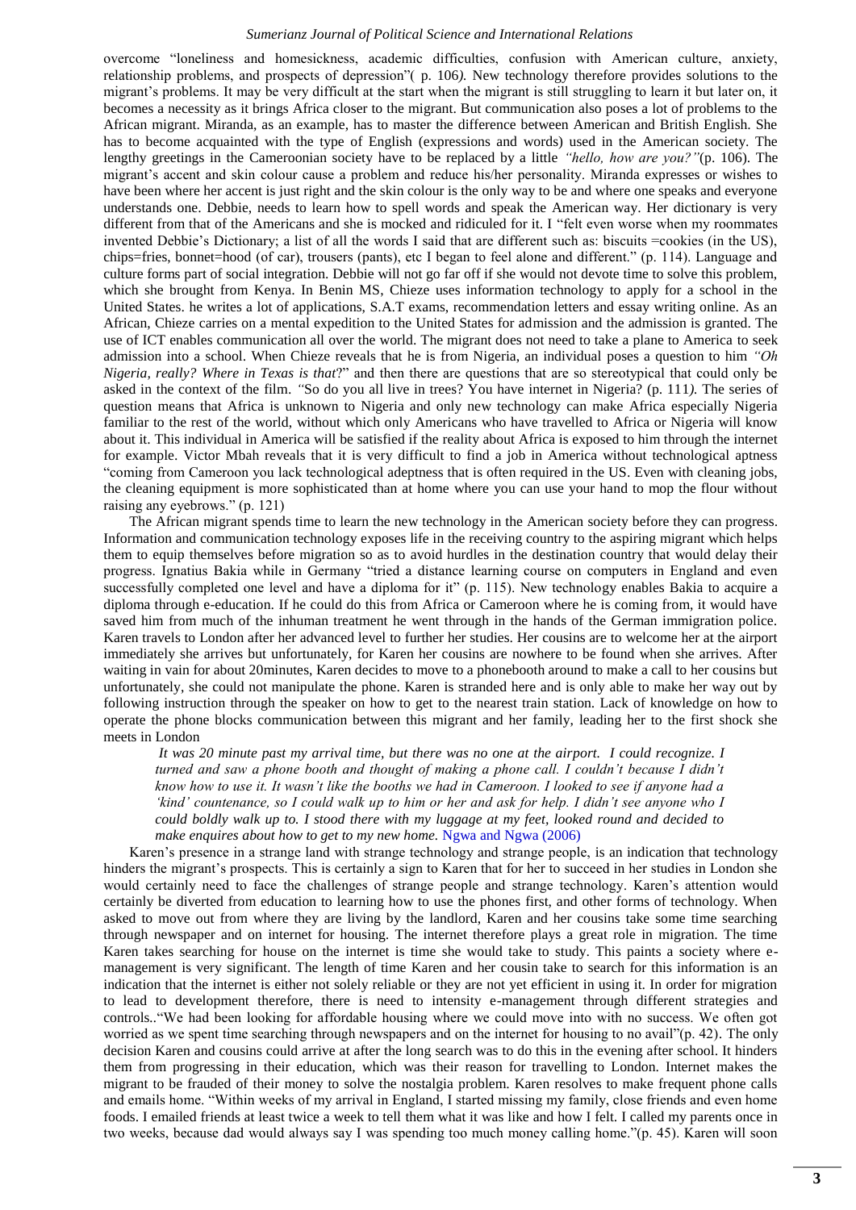overcome "loneliness and homesickness, academic difficulties, confusion with American culture, anxiety, relationship problems, and prospects of depression"( p. 106*).* New technology therefore provides solutions to the migrant's problems. It may be very difficult at the start when the migrant is still struggling to learn it but later on, it becomes a necessity as it brings Africa closer to the migrant. But communication also poses a lot of problems to the African migrant. Miranda, as an example, has to master the difference between American and British English. She has to become acquainted with the type of English (expressions and words) used in the American society. The lengthy greetings in the Cameroonian society have to be replaced by a little *"hello, how are you?"*(p. 106). The migrant's accent and skin colour cause a problem and reduce his/her personality. Miranda expresses or wishes to have been where her accent is just right and the skin colour is the only way to be and where one speaks and everyone understands one. Debbie, needs to learn how to spell words and speak the American way. Her dictionary is very different from that of the Americans and she is mocked and ridiculed for it. I "felt even worse when my roommates invented Debbie's Dictionary; a list of all the words I said that are different such as: biscuits =cookies (in the US), chips=fries, bonnet=hood (of car), trousers (pants), etc I began to feel alone and different." (p. 114). Language and culture forms part of social integration. Debbie will not go far off if she would not devote time to solve this problem, which she brought from Kenya. In Benin MS, Chieze uses information technology to apply for a school in the United States. he writes a lot of applications, S.A.T exams, recommendation letters and essay writing online. As an African, Chieze carries on a mental expedition to the United States for admission and the admission is granted. The use of ICT enables communication all over the world. The migrant does not need to take a plane to America to seek admission into a school. When Chieze reveals that he is from Nigeria, an individual poses a question to him *"Oh Nigeria, really? Where in Texas is that*?" and then there are questions that are so stereotypical that could only be asked in the context of the film. *"*So do you all live in trees? You have internet in Nigeria? (p. 111*).* The series of question means that Africa is unknown to Nigeria and only new technology can make Africa especially Nigeria familiar to the rest of the world, without which only Americans who have travelled to Africa or Nigeria will know about it. This individual in America will be satisfied if the reality about Africa is exposed to him through the internet for example. Victor Mbah reveals that it is very difficult to find a job in America without technological aptness "coming from Cameroon you lack technological adeptness that is often required in the US. Even with cleaning jobs, the cleaning equipment is more sophisticated than at home where you can use your hand to mop the flour without raising any eyebrows." (p. 121)

The African migrant spends time to learn the new technology in the American society before they can progress. Information and communication technology exposes life in the receiving country to the aspiring migrant which helps them to equip themselves before migration so as to avoid hurdles in the destination country that would delay their progress. Ignatius Bakia while in Germany "tried a distance learning course on computers in England and even successfully completed one level and have a diploma for it" (p. 115). New technology enables Bakia to acquire a diploma through e-education. If he could do this from Africa or Cameroon where he is coming from, it would have saved him from much of the inhuman treatment he went through in the hands of the German immigration police. Karen travels to London after her advanced level to further her studies. Her cousins are to welcome her at the airport immediately she arrives but unfortunately, for Karen her cousins are nowhere to be found when she arrives. After waiting in vain for about 20minutes, Karen decides to move to a phonebooth around to make a call to her cousins but unfortunately, she could not manipulate the phone. Karen is stranded here and is only able to make her way out by following instruction through the speaker on how to get to the nearest train station. Lack of knowledge on how to operate the phone blocks communication between this migrant and her family, leading her to the first shock she meets in London

> *It was 20 minute past my arrival time, but there was no one at the airport. I could recognize. I turned and saw a phone booth and thought of making a phone call. I couldn't because I didn't know how to use it. It wasn't like the booths we had in Cameroon. I looked to see if anyone had a 'kind' countenance, so I could walk up to him or her and ask for help. I didn't see anyone who I could boldly walk up to. I stood there with my luggage at my feet, looked round and decided to make enquires about how to get to my new home.* Ngwa and Ngwa (2006)

Karen's presence in a strange land with strange technology and strange people, is an indication that technology hinders the migrant's prospects. This is certainly a sign to Karen that for her to succeed in her studies in London she would certainly need to face the challenges of strange people and strange technology. Karen's attention would certainly be diverted from education to learning how to use the phones first, and other forms of technology. When asked to move out from where they are living by the landlord, Karen and her cousins take some time searching through newspaper and on internet for housing. The internet therefore plays a great role in migration. The time Karen takes searching for house on the internet is time she would take to study. This paints a society where e-management is very significant. The length of time Karen and her cousin take to search for this information is an indication that the internet is either not solely reliable or they are not yet efficient in using it. In order for migration to lead to development therefore, there is need to intensity e-management through different strategies and controls.."We had been looking for affordable housing where we could move into with no success. We often got worried as we spent time searching through newspapers and on the internet for housing to no avail"(p. 42). The only decision Karen and cousins could arrive at after the long search was to do this in the evening after school. It hinders them from progressing in their education, which was their reason for travelling to London. Internet makes the migrant to be frauded of their money to solve the nostalgia problem. Karen resolves to make frequent phone calls and emails home. "Within weeks of my arrival in England, I started missing my family, close friends and even home foods. I emailed friends at least twice a week to tell them what it was like and how I felt. I called my parents once in two weeks, because dad would always say I was spending too much money calling home."(p. 45). Karen will soon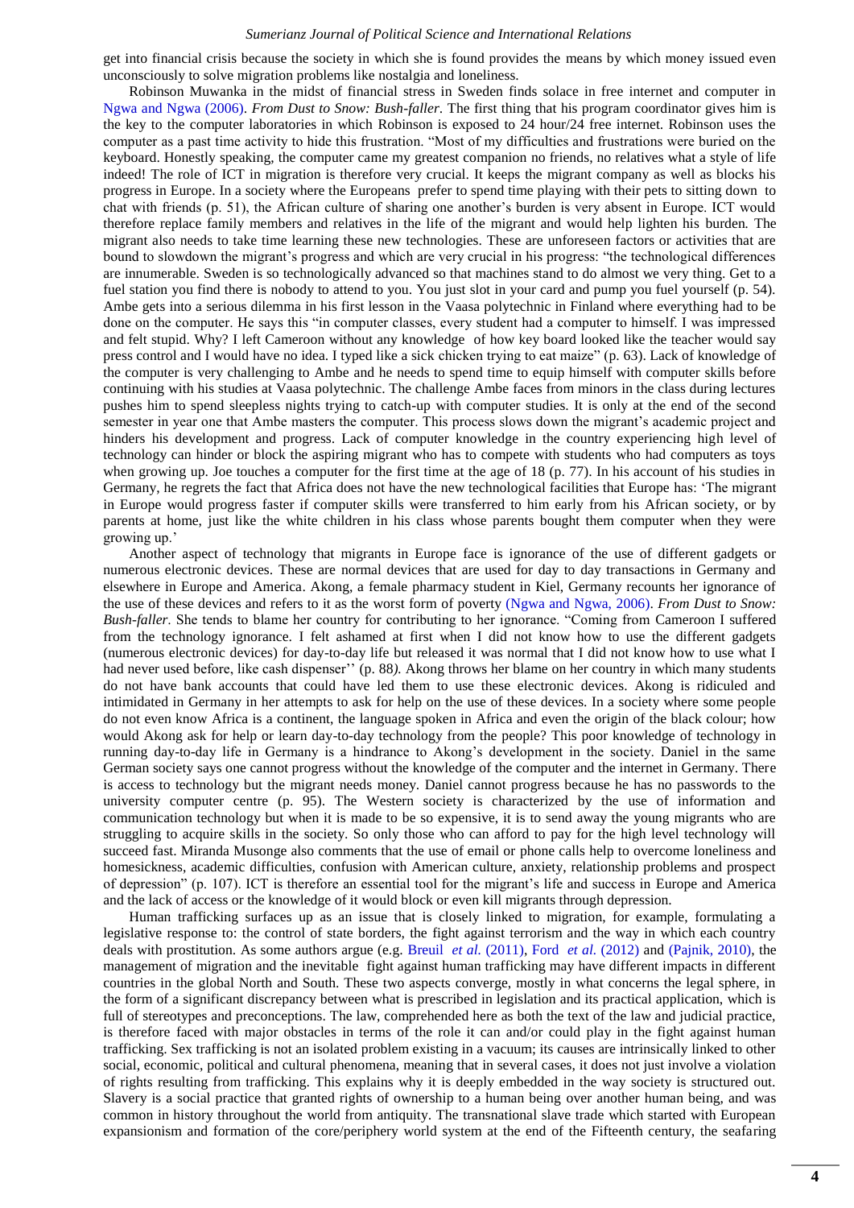get into financial crisis because the society in which she is found provides the means by which money issued even unconsciously to solve migration problems like nostalgia and loneliness.

Robinson Muwanka in the midst of financial stress in Sweden finds solace in free internet and computer in Ngwa and Ngwa (2006). *From Dust to Snow: Bush-faller.* The first thing that his program coordinator gives him is the key to the computer laboratories in which Robinson is exposed to 24 hour/24 free internet. Robinson uses the computer as a past time activity to hide this frustration. "Most of my difficulties and frustrations were buried on the keyboard. Honestly speaking, the computer came my greatest companion no friends, no relatives what a style of life indeed! The role of ICT in migration is therefore very crucial. It keeps the migrant company as well as blocks his progress in Europe. In a society where the Europeans prefer to spend time playing with their pets to sitting down to chat with friends (p. 51), the African culture of sharing one another's burden is very absent in Europe. ICT would therefore replace family members and relatives in the life of the migrant and would help lighten his burden. The migrant also needs to take time learning these new technologies. These are unforeseen factors or activities that are bound to slowdown the migrant's progress and which are very crucial in his progress: "the technological differences are innumerable. Sweden is so technologically advanced so that machines stand to do almost we very thing. Get to a fuel station you find there is nobody to attend to you. You just slot in your card and pump you fuel yourself (p. 54). Ambe gets into a serious dilemma in his first lesson in the Vaasa polytechnic in Finland where everything had to be done on the computer. He says this "in computer classes, every student had a computer to himself. I was impressed and felt stupid. Why? I left Cameroon without any knowledge of how key board looked like the teacher would say press control and I would have no idea. I typed like a sick chicken trying to eat maize" (p. 63). Lack of knowledge of the computer is very challenging to Ambe and he needs to spend time to equip himself with computer skills before continuing with his studies at Vaasa polytechnic. The challenge Ambe faces from minors in the class during lectures pushes him to spend sleepless nights trying to catch-up with computer studies. It is only at the end of the second semester in year one that Ambe masters the computer. This process slows down the migrant's academic project and hinders his development and progress. Lack of computer knowledge in the country experiencing high level of technology can hinder or block the aspiring migrant who has to compete with students who had computers as toys when growing up. Joe touches a computer for the first time at the age of 18 (p. 77). In his account of his studies in Germany, he regrets the fact that Africa does not have the new technological facilities that Europe has: 'The migrant in Europe would progress faster if computer skills were transferred to him early from his African society, or by parents at home, just like the white children in his class whose parents bought them computer when they were growing up.'

Another aspect of technology that migrants in Europe face is ignorance of the use of different gadgets or numerous electronic devices. These are normal devices that are used for day to day transactions in Germany and elsewhere in Europe and America. Akong, a female pharmacy student in Kiel, Germany recounts her ignorance of the use of these devices and refers to it as the worst form of poverty (Ngwa and Ngwa, 2006). *From Dust to Snow: Bush-faller*. She tends to blame her country for contributing to her ignorance. "Coming from Cameroon I suffered from the technology ignorance. I felt ashamed at first when I did not know how to use the different gadgets (numerous electronic devices) for day-to-day life but released it was normal that I did not know how to use what I had never used before, like cash dispenser'' (p. 88*).* Akong throws her blame on her country in which many students do not have bank accounts that could have led them to use these electronic devices. Akong is ridiculed and intimidated in Germany in her attempts to ask for help on the use of these devices. In a society where some people do not even know Africa is a continent, the language spoken in Africa and even the origin of the black colour; how would Akong ask for help or learn day-to-day technology from the people? This poor knowledge of technology in running day-to-day life in Germany is a hindrance to Akong's development in the society. Daniel in the same German society says one cannot progress without the knowledge of the computer and the internet in Germany. There is access to technology but the migrant needs money. Daniel cannot progress because he has no passwords to the university computer centre (p. 95). The Western society is characterized by the use of information and communication technology but when it is made to be so expensive, it is to send away the young migrants who are struggling to acquire skills in the society. So only those who can afford to pay for the high level technology will succeed fast. Miranda Musonge also comments that the use of email or phone calls help to overcome loneliness and homesickness, academic difficulties, confusion with American culture, anxiety, relationship problems and prospect of depression" (p. 107). ICT is therefore an essential tool for the migrant's life and success in Europe and America and the lack of access or the knowledge of it would block or even kill migrants through depression.

Human trafficking surfaces up as an issue that is closely linked to migration, for example, formulating a legislative response to: the control of state borders, the fight against terrorism and the way in which each country deals with prostitution. As some authors argue (e.g. Breuil *et al.* (2011), Ford *et al.* (2012) and (Pajnik, 2010), the management of migration and the inevitable fight against human trafficking may have different impacts in different countries in the global North and South. These two aspects converge, mostly in what concerns the legal sphere, in the form of a significant discrepancy between what is prescribed in legislation and its practical application, which is full of stereotypes and preconceptions. The law, comprehended here as both the text of the law and judicial practice, is therefore faced with major obstacles in terms of the role it can and/or could play in the fight against human trafficking. Sex trafficking is not an isolated problem existing in a vacuum; its causes are intrinsically linked to other social, economic, political and cultural phenomena, meaning that in several cases, it does not just involve a violation of rights resulting from trafficking. This explains why it is deeply embedded in the way society is structured out. Slavery is a social practice that granted rights of ownership to a human being over another human being, and was common in history throughout the world from antiquity. The transnational slave trade which started with European expansionism and formation of the core/periphery world system at the end of the Fifteenth century, the seafaring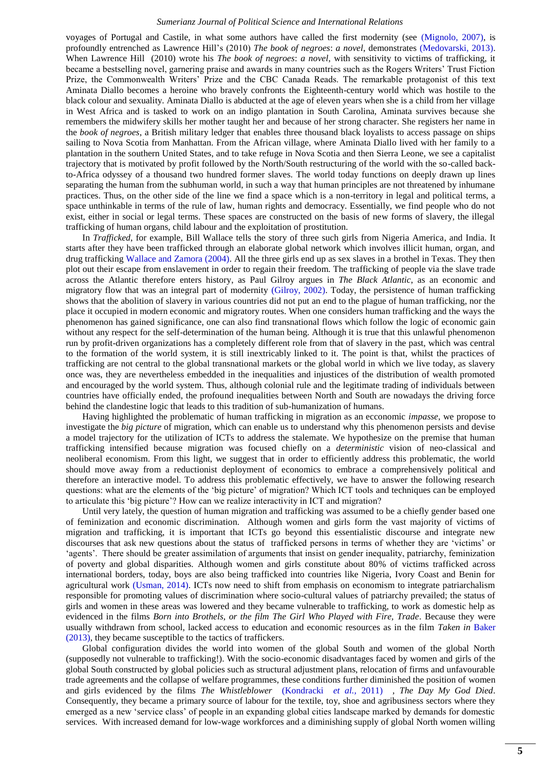voyages of Portugal and Castile, in what some authors have called the first modernity (see (Mignolo, 2007), is profoundly entrenched as Lawrence Hill's (2010) *The book of negroes*: *a novel*, demonstrates (Medovarski, 2013). When Lawrence Hill (2010) wrote his *The book of negroes*: *a novel*, with sensitivity to victims of trafficking, it became a bestselling novel, garnering praise and awards in many countries such as the Rogers Writers' Trust Fiction Prize, the Commonwealth Writers' Prize and the CBC Canada Reads. The remarkable protagonist of this text Aminata Diallo becomes a heroine who bravely confronts the Eighteenth-century world which was hostile to the black colour and sexuality. Aminata Diallo is abducted at the age of eleven years when she is a child from her village in West Africa and is tasked to work on an indigo plantation in South Carolina, Aminata survives because she remembers the midwifery skills her mother taught her and because of her strong character. She registers her name in the *book of negroes*, a British military ledger that enables three thousand black loyalists to access passage on ships sailing to Nova Scotia from Manhattan. From the African village, where Aminata Diallo lived with her family to a plantation in the southern United States, and to take refuge in Nova Scotia and then Sierra Leone, we see a capitalist trajectory that is motivated by profit followed by the North/South restructuring of the world with the so-called back-to-Africa odyssey of a thousand two hundred former slaves. The world today functions on deeply drawn up lines separating the human from the subhuman world, in such a way that human principles are not threatened by inhumane practices. Thus, on the other side of the line we find a space which is a non-territory in legal and political terms, a space unthinkable in terms of the rule of law, human rights and democracy. Essentially, we find people who do not exist, either in social or legal terms. These spaces are constructed on the basis of new forms of slavery, the illegal trafficking of human organs, child labour and the exploitation of prostitution.

In *Trafficked*, for example, Bill Wallace tells the story of three such girls from Nigeria America, and India. It starts after they have been trafficked through an elaborate global network which involves illicit human, organ, and drug trafficking Wallace and Zamora (2004). All the three girls end up as sex slaves in a brothel in Texas. They then plot out their escape from enslavement in order to regain their freedom. The trafficking of people via the slave trade across the Atlantic therefore enters history, as Paul Gilroy argues in *The Black Atlantic*, as an economic and migratory flow that was an integral part of modernity (Gilroy, 2002). Today, the persistence of human trafficking shows that the abolition of slavery in various countries did not put an end to the plague of human trafficking, nor the place it occupied in modern economic and migratory routes. When one considers human trafficking and the ways the phenomenon has gained significance, one can also find transnational flows which follow the logic of economic gain without any respect for the self-determination of the human being. Although it is true that this unlawful phenomenon run by profit-driven organizations has a completely different role from that of slavery in the past, which was central to the formation of the world system, it is still inextricably linked to it. The point is that, whilst the practices of trafficking are not central to the global transnational markets or the global world in which we live today, as slavery once was, they are nevertheless embedded in the inequalities and injustices of the distribution of wealth promoted and encouraged by the world system. Thus, although colonial rule and the legitimate trading of individuals between countries have officially ended, the profound inequalities between North and South are nowadays the driving force behind the clandestine logic that leads to this tradition of sub-humanization of humans.

Having highlighted the problematic of human trafficking in migration as an ecconomic *impasse*, we propose to investigate the *big picture* of migration, which can enable us to understand why this phenomenon persists and devise a model trajectory for the utilization of ICTs to address the stalemate. We hypothesize on the premise that human trafficking intensified because migration was focused chiefly on a *deterministic* vision of neo-classical and neoliberal economism. From this light, we suggest that in order to efficiently address this problematic, the world should move away from a reductionist deployment of economics to embrace a comprehensively political and therefore an interactive model. To address this problematic effectively, we have to answer the following research questions: what are the elements of the 'big picture' of migration? Which ICT tools and techniques can be employed to articulate this 'big picture'? How can we realize interactivity in ICT and migration?

Until very lately, the question of human migration and trafficking was assumed to be a chiefly gender based one of feminization and economic discrimination. Although women and girls form the vast majority of victims of migration and trafficking, it is important that ICTs go beyond this essentialistic discourse and integrate new discourses that ask new questions about the status of trafficked persons in terms of whether they are 'victims' or 'agents'. There should be greater assimilation of arguments that insist on gender inequality, patriarchy, feminization of poverty and global disparities. Although women and girls constitute about 80% of victims trafficked across international borders, today, boys are also being trafficked into countries like Nigeria, Ivory Coast and Benin for agricultural work (Usman, 2014). ICTs now need to shift from emphasis on economism to integrate patriarchalism responsible for promoting values of discrimination where socio-cultural values of patriarchy prevailed; the status of girls and women in these areas was lowered and they became vulnerable to trafficking, to work as domestic help as evidenced in the films *Born into Brothels, or the film The Girl Who Played with Fire, Trade*. Because they were usually withdrawn from school, lacked access to education and economic resources as in the film *Taken in* Baker (2013), they became susceptible to the tactics of traffickers.

Global configuration divides the world into women of the global South and women of the global North (supposedly not vulnerable to trafficking!). With the socio-economic disadvantages faced by women and girls of the global South constructed by global policies such as structural adjustment plans, relocation of firms and unfavourable trade agreements and the collapse of welfare programmes, these conditions further diminished the position of women and girls evidenced by the films *The Whistleblower* (Kondracki *et al.,* 2011) , *The Day My God Died*. Consequently, they became a primary source of labour for the textile, toy, shoe and agribusiness sectors where they emerged as a new 'service class' of people in an expanding global cities landscape marked by demands for domestic services. With increased demand for low-wage workforces and a diminishing supply of global North women willing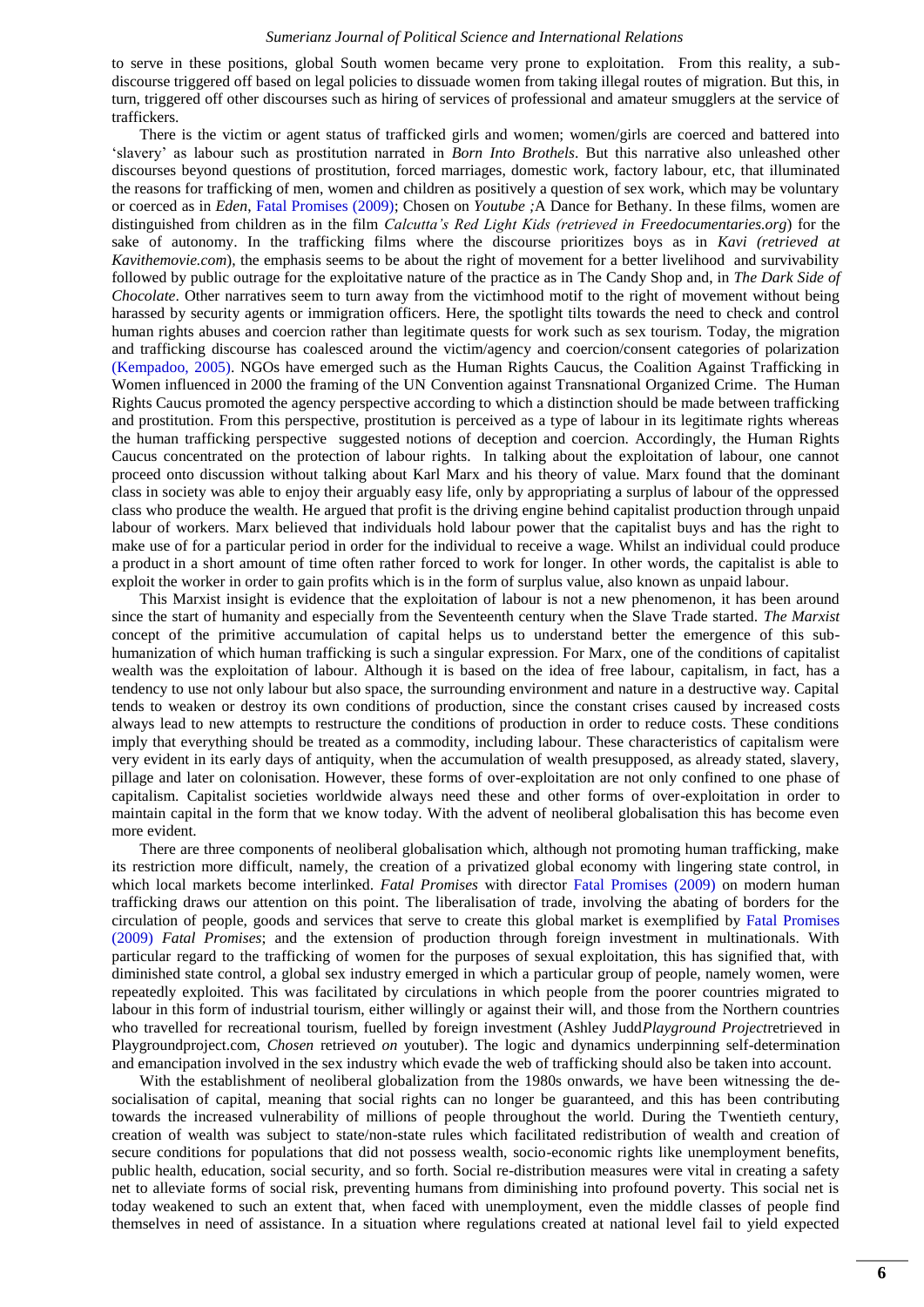to serve in these positions, global South women became very prone to exploitation. From this reality, a sub-discourse triggered off based on legal policies to dissuade women from taking illegal routes of migration. But this, in turn, triggered off other discourses such as hiring of services of professional and amateur smugglers at the service of traffickers.

There is the victim or agent status of trafficked girls and women; women/girls are coerced and battered into 'slavery' as labour such as prostitution narrated in *Born Into Brothels*. But this narrative also unleashed other discourses beyond questions of prostitution, forced marriages, domestic work, factory labour, etc, that illuminated the reasons for trafficking of men, women and children as positively a question of sex work, which may be voluntary or coerced as in *Eden*, Fatal Promises (2009); Chosen on *Youtube* ;A Dance for Bethany. In these films, women are distinguished from children as in the film *Calcutta's Red Light Kids (retrieved in Freedocumentaries.org*) for the sake of autonomy. In the trafficking films where the discourse prioritizes boys as in *Kavi (retrieved at Kavithemovie.com*), the emphasis seems to be about the right of movement for a better livelihood and survivability followed by public outrage for the exploitative nature of the practice as in The Candy Shop and, in *The Dark Side of Chocolate*. Other narratives seem to turn away from the victimhood motif to the right of movement without being harassed by security agents or immigration officers. Here, the spotlight tilts towards the need to check and control human rights abuses and coercion rather than legitimate quests for work such as sex tourism. Today, the migration and trafficking discourse has coalesced around the victim/agency and coercion/consent categories of polarization (Kempadoo, 2005). NGOs have emerged such as the Human Rights Caucus, the Coalition Against Trafficking in Women influenced in 2000 the framing of the UN Convention against Transnational Organized Crime. The Human Rights Caucus promoted the agency perspective according to which a distinction should be made between trafficking and prostitution. From this perspective, prostitution is perceived as a type of labour in its legitimate rights whereas the human trafficking perspective suggested notions of deception and coercion. Accordingly, the Human Rights Caucus concentrated on the protection of labour rights. In talking about the exploitation of labour, one cannot proceed onto discussion without talking about Karl Marx and his theory of value. Marx found that the dominant class in society was able to enjoy their arguably easy life, only by appropriating a surplus of labour of the oppressed class who produce the wealth. He argued that profit is the driving engine behind capitalist production through unpaid labour of workers. Marx believed that individuals hold labour power that the capitalist buys and has the right to make use of for a particular period in order for the individual to receive a wage. Whilst an individual could produce a product in a short amount of time often rather forced to work for longer. In other words, the capitalist is able to exploit the worker in order to gain profits which is in the form of surplus value, also known as unpaid labour.

This Marxist insight is evidence that the exploitation of labour is not a new phenomenon, it has been around since the start of humanity and especially from the Seventeenth century when the Slave Trade started. *The Marxist* concept of the primitive accumulation of capital helps us to understand better the emergence of this sub-humanization of which human trafficking is such a singular expression. For Marx, one of the conditions of capitalist wealth was the exploitation of labour. Although it is based on the idea of free labour, capitalism, in fact, has a tendency to use not only labour but also space, the surrounding environment and nature in a destructive way. Capital tends to weaken or destroy its own conditions of production, since the constant crises caused by increased costs always lead to new attempts to restructure the conditions of production in order to reduce costs. These conditions imply that everything should be treated as a commodity, including labour. These characteristics of capitalism were very evident in its early days of antiquity, when the accumulation of wealth presupposed, as already stated, slavery, pillage and later on colonisation. However, these forms of over-exploitation are not only confined to one phase of capitalism. Capitalist societies worldwide always need these and other forms of over-exploitation in order to maintain capital in the form that we know today. With the advent of neoliberal globalisation this has become even more evident.

There are three components of neoliberal globalisation which, although not promoting human trafficking, make its restriction more difficult, namely, the creation of a privatized global economy with lingering state control, in which local markets become interlinked. *Fatal Promises* with director Fatal Promises (2009) on modern human trafficking draws our attention on this point. The liberalisation of trade, involving the abating of borders for the circulation of people, goods and services that serve to create this global market is exemplified by Fatal Promises (2009) *Fatal Promises*; and the extension of production through foreign investment in multinationals. With particular regard to the trafficking of women for the purposes of sexual exploitation, this has signified that, with diminished state control, a global sex industry emerged in which a particular group of people, namely women, were repeatedly exploited. This was facilitated by circulations in which people from the poorer countries migrated to labour in this form of industrial tourism, either willingly or against their will, and those from the Northern countries who travelled for recreational tourism, fuelled by foreign investment (Ashley Judd*Playground Project*retrieved in Playgroundproject.com, *Chosen* retrieved *on* youtuber). The logic and dynamics underpinning self-determination and emancipation involved in the sex industry which evade the web of trafficking should also be taken into account.

With the establishment of neoliberal globalization from the 1980s onwards, we have been witnessing the de-socialisation of capital, meaning that social rights can no longer be guaranteed, and this has been contributing towards the increased vulnerability of millions of people throughout the world. During the Twentieth century, creation of wealth was subject to state/non-state rules which facilitated redistribution of wealth and creation of secure conditions for populations that did not possess wealth, socio-economic rights like unemployment benefits, public health, education, social security, and so forth. Social re-distribution measures were vital in creating a safety net to alleviate forms of social risk, preventing humans from diminishing into profound poverty. This social net is today weakened to such an extent that, when faced with unemployment, even the middle classes of people find themselves in need of assistance. In a situation where regulations created at national level fail to yield expected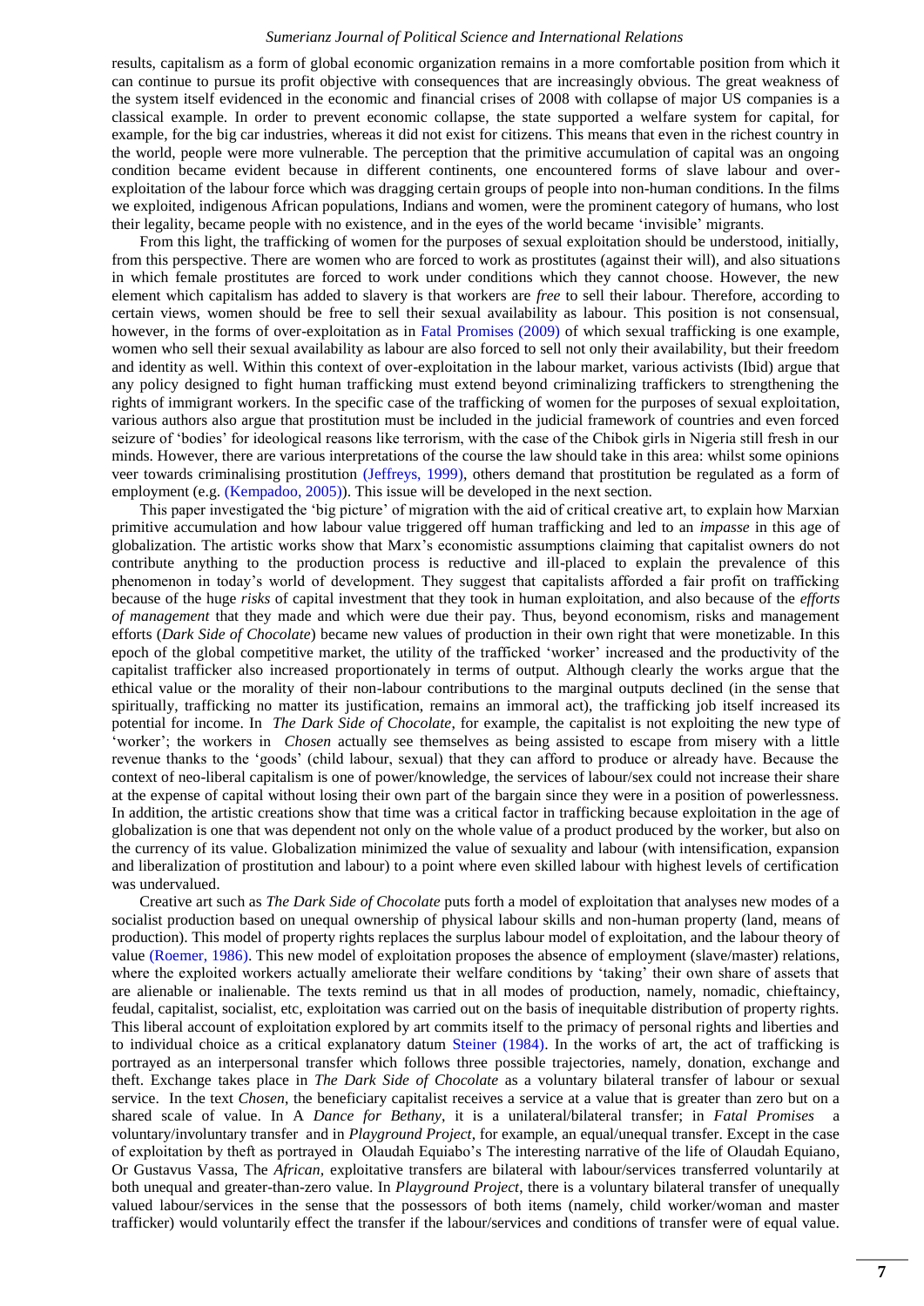results, capitalism as a form of global economic organization remains in a more comfortable position from which it can continue to pursue its profit objective with consequences that are increasingly obvious. The great weakness of the system itself evidenced in the economic and financial crises of 2008 with collapse of major US companies is a classical example. In order to prevent economic collapse, the state supported a welfare system for capital, for example, for the big car industries, whereas it did not exist for citizens. This means that even in the richest country in the world, people were more vulnerable. The perception that the primitive accumulation of capital was an ongoing condition became evident because in different continents, one encountered forms of slave labour and over-exploitation of the labour force which was dragging certain groups of people into non-human conditions. In the films we exploited, indigenous African populations, Indians and women, were the prominent category of humans, who lost their legality, became people with no existence, and in the eyes of the world became 'invisible' migrants.

From this light, the trafficking of women for the purposes of sexual exploitation should be understood, initially, from this perspective. There are women who are forced to work as prostitutes (against their will), and also situations in which female prostitutes are forced to work under conditions which they cannot choose. However, the new element which capitalism has added to slavery is that workers are *free* to sell their labour. Therefore, according to certain views, women should be free to sell their sexual availability as labour. This position is not consensual, however, in the forms of over-exploitation as in Fatal Promises (2009) of which sexual trafficking is one example, women who sell their sexual availability as labour are also forced to sell not only their availability, but their freedom and identity as well. Within this context of over-exploitation in the labour market, various activists (Ibid) argue that any policy designed to fight human trafficking must extend beyond criminalizing traffickers to strengthening the rights of immigrant workers. In the specific case of the trafficking of women for the purposes of sexual exploitation, various authors also argue that prostitution must be included in the judicial framework of countries and even forced seizure of 'bodies' for ideological reasons like terrorism, with the case of the Chibok girls in Nigeria still fresh in our minds. However, there are various interpretations of the course the law should take in this area: whilst some opinions veer towards criminalising prostitution (Jeffreys, 1999), others demand that prostitution be regulated as a form of employment (e.g. (Kempadoo, 2005)). This issue will be developed in the next section.

This paper investigated the 'big picture' of migration with the aid of critical creative art, to explain how Marxian primitive accumulation and how labour value triggered off human trafficking and led to an *impasse* in this age of globalization. The artistic works show that Marx's economistic assumptions claiming that capitalist owners do not contribute anything to the production process is reductive and ill-placed to explain the prevalence of this phenomenon in today's world of development. They suggest that capitalists afforded a fair profit on trafficking because of the huge *risks* of capital investment that they took in human exploitation, and also because of the *efforts of management* that they made and which were due their pay. Thus, beyond economism, risks and management efforts (*Dark Side of Chocolate*) became new values of production in their own right that were monetizable. In this epoch of the global competitive market, the utility of the trafficked 'worker' increased and the productivity of the capitalist trafficker also increased proportionately in terms of output. Although clearly the works argue that the ethical value or the morality of their non-labour contributions to the marginal outputs declined (in the sense that spiritually, trafficking no matter its justification, remains an immoral act), the trafficking job itself increased its potential for income. In *The Dark Side of Chocolate*, for example, the capitalist is not exploiting the new type of 'worker'; the workers in *Chosen* actually see themselves as being assisted to escape from misery with a little revenue thanks to the 'goods' (child labour, sexual) that they can afford to produce or already have. Because the context of neo-liberal capitalism is one of power/knowledge, the services of labour/sex could not increase their share at the expense of capital without losing their own part of the bargain since they were in a position of powerlessness. In addition, the artistic creations show that time was a critical factor in trafficking because exploitation in the age of globalization is one that was dependent not only on the whole value of a product produced by the worker, but also on the currency of its value. Globalization minimized the value of sexuality and labour (with intensification, expansion and liberalization of prostitution and labour) to a point where even skilled labour with highest levels of certification was undervalued.

Creative art such as *The Dark Side of Chocolate* puts forth a model of exploitation that analyses new modes of a socialist production based on unequal ownership of physical labour skills and non-human property (land, means of production). This model of property rights replaces the surplus labour model of exploitation, and the labour theory of value (Roemer, 1986). This new model of exploitation proposes the absence of employment (slave/master) relations, where the exploited workers actually ameliorate their welfare conditions by 'taking' their own share of assets that are alienable or inalienable. The texts remind us that in all modes of production, namely, nomadic, chieftaincy, feudal, capitalist, socialist, etc, exploitation was carried out on the basis of inequitable distribution of property rights. This liberal account of exploitation explored by art commits itself to the primacy of personal rights and liberties and to individual choice as a critical explanatory datum Steiner (1984). In the works of art, the act of trafficking is portrayed as an interpersonal transfer which follows three possible trajectories, namely, donation, exchange and theft. Exchange takes place in *The Dark Side of Chocolate* as a voluntary bilateral transfer of labour or sexual service. In the text *Chosen*, the beneficiary capitalist receives a service at a value that is greater than zero but on a shared scale of value. In A *Dance for Bethany*, it is a unilateral/bilateral transfer; in *Fatal Promises* a voluntary/involuntary transfer and in *Playground Project*, for example, an equal/unequal transfer. Except in the case of exploitation by theft as portrayed in Olaudah Equiabo's The interesting narrative of the life of Olaudah Equiano, Or Gustavus Vassa, The *African,* exploitative transfers are bilateral with labour/services transferred voluntarily at both unequal and greater-than-zero value. In *Playground Project*, there is a voluntary bilateral transfer of unequally valued labour/services in the sense that the possessors of both items (namely, child worker/woman and master trafficker) would voluntarily effect the transfer if the labour/services and conditions of transfer were of equal value.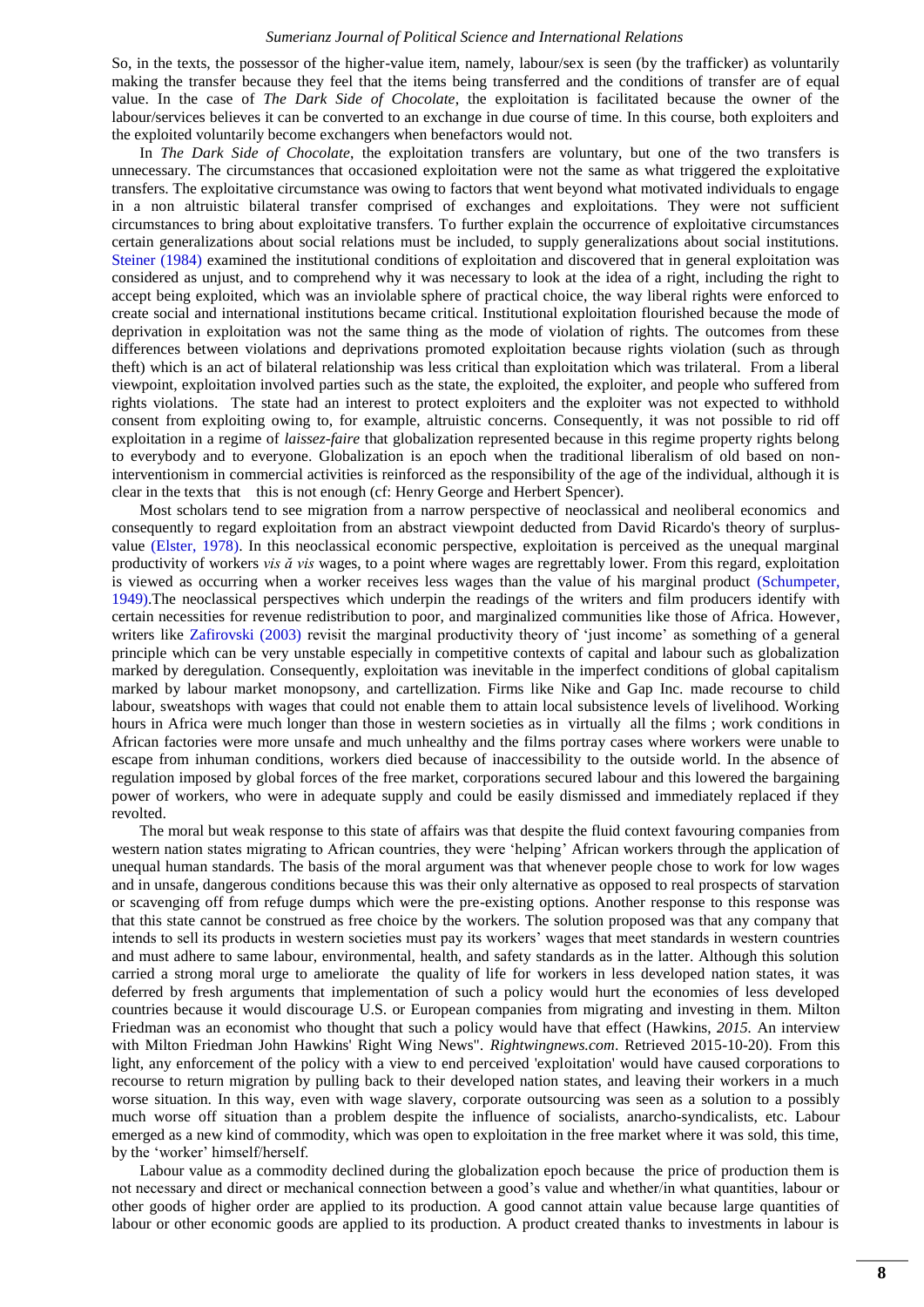So, in the texts, the possessor of the higher-value item, namely, labour/sex is seen (by the trafficker) as voluntarily making the transfer because they feel that the items being transferred and the conditions of transfer are of equal value. In the case of *The Dark Side of Chocolate*, the exploitation is facilitated because the owner of the labour/services believes it can be converted to an exchange in due course of time. In this course, both exploiters and the exploited voluntarily become exchangers when benefactors would not.

In *The Dark Side of Chocolate*, the exploitation transfers are voluntary, but one of the two transfers is unnecessary. The circumstances that occasioned exploitation were not the same as what triggered the exploitative transfers. The exploitative circumstance was owing to factors that went beyond what motivated individuals to engage in a non altruistic bilateral transfer comprised of exchanges and exploitations. They were not sufficient circumstances to bring about exploitative transfers. To further explain the occurrence of exploitative circumstances certain generalizations about social relations must be included, to supply generalizations about social institutions. Steiner (1984) examined the institutional conditions of exploitation and discovered that in general exploitation was considered as unjust, and to comprehend why it was necessary to look at the idea of a right, including the right to accept being exploited, which was an inviolable sphere of practical choice, the way liberal rights were enforced to create social and international institutions became critical. Institutional exploitation flourished because the mode of deprivation in exploitation was not the same thing as the mode of violation of rights. The outcomes from these differences between violations and deprivations promoted exploitation because rights violation (such as through theft) which is an act of bilateral relationship was less critical than exploitation which was trilateral. From a liberal viewpoint, exploitation involved parties such as the state, the exploited, the exploiter, and people who suffered from rights violations. The state had an interest to protect exploiters and the exploiter was not expected to withhold consent from exploiting owing to, for example, altruistic concerns. Consequently, it was not possible to rid off exploitation in a regime of *laissez-faire* that globalization represented because in this regime property rights belong to everybody and to everyone. Globalization is an epoch when the traditional liberalism of old based on non-interventionism in commercial activities is reinforced as the responsibility of the age of the individual, although it is clear in the texts that this is not enough (cf: Henry George and Herbert Spencer).

Most scholars tend to see migration from a narrow perspective of neoclassical and neoliberal economics and consequently to regard exploitation from an abstract viewpoint deducted from David Ricardo's theory of surplus-value (Elster, 1978). In this neoclassical economic perspective, exploitation is perceived as the unequal marginal productivity of workers *vis ă vis* wages, to a point where wages are regrettably lower. From this regard, exploitation is viewed as occurring when a worker receives less wages than the value of his marginal product (Schumpeter, 1949).The neoclassical perspectives which underpin the readings of the writers and film producers identify with certain necessities for revenue redistribution to poor, and marginalized communities like those of Africa. However, writers like Zafirovski (2003) revisit the marginal productivity theory of 'just income' as something of a general principle which can be very unstable especially in competitive contexts of capital and labour such as globalization marked by deregulation. Consequently, exploitation was inevitable in the imperfect conditions of global capitalism marked by labour market monopsony, and cartellization. Firms like Nike and Gap Inc. made recourse to child labour, sweatshops with wages that could not enable them to attain local subsistence levels of livelihood. Working hours in Africa were much longer than those in western societies as in virtually all the films ; work conditions in African factories were more unsafe and much unhealthy and the films portray cases where workers were unable to escape from inhuman conditions, workers died because of inaccessibility to the outside world. In the absence of regulation imposed by global forces of the free market, corporations secured labour and this lowered the bargaining power of workers, who were in adequate supply and could be easily dismissed and immediately replaced if they revolted.

The moral but weak response to this state of affairs was that despite the fluid context favouring companies from western nation states migrating to African countries, they were 'helping' African workers through the application of unequal human standards. The basis of the moral argument was that whenever people chose to work for low wages and in unsafe, dangerous conditions because this was their only alternative as opposed to real prospects of starvation or scavenging off from refuge dumps which were the pre-existing options. Another response to this response was that this state cannot be construed as free choice by the workers. The solution proposed was that any company that intends to sell its products in western societies must pay its workers' wages that meet standards in western countries and must adhere to same labour, environmental, health, and safety standards as in the latter. Although this solution carried a strong moral urge to ameliorate the quality of life for workers in less developed nation states, it was deferred by fresh arguments that implementation of such a policy would hurt the economies of less developed countries because it would discourage U.S. or European companies from migrating and investing in them. Milton Friedman was an economist who thought that such a policy would have that effect (Hawkins, *2015.* An interview with Milton Friedman John Hawkins' Right Wing News". *Rightwingnews.com*. Retrieved 2015-10-20). From this light, any enforcement of the policy with a view to end perceived 'exploitation' would have caused corporations to recourse to return migration by pulling back to their developed nation states, and leaving their workers in a much worse situation. In this way, even with wage slavery, corporate outsourcing was seen as a solution to a possibly much worse off situation than a problem despite the influence of socialists, anarcho-syndicalists, etc. Labour emerged as a new kind of commodity, which was open to exploitation in the free market where it was sold, this time, by the 'worker' himself/herself.

Labour value as a commodity declined during the globalization epoch because the price of production them is not necessary and direct or mechanical connection between a good's value and whether/in what quantities, labour or other goods of higher order are applied to its production. A good cannot attain value because large quantities of labour or other economic goods are applied to its production. A product created thanks to investments in labour is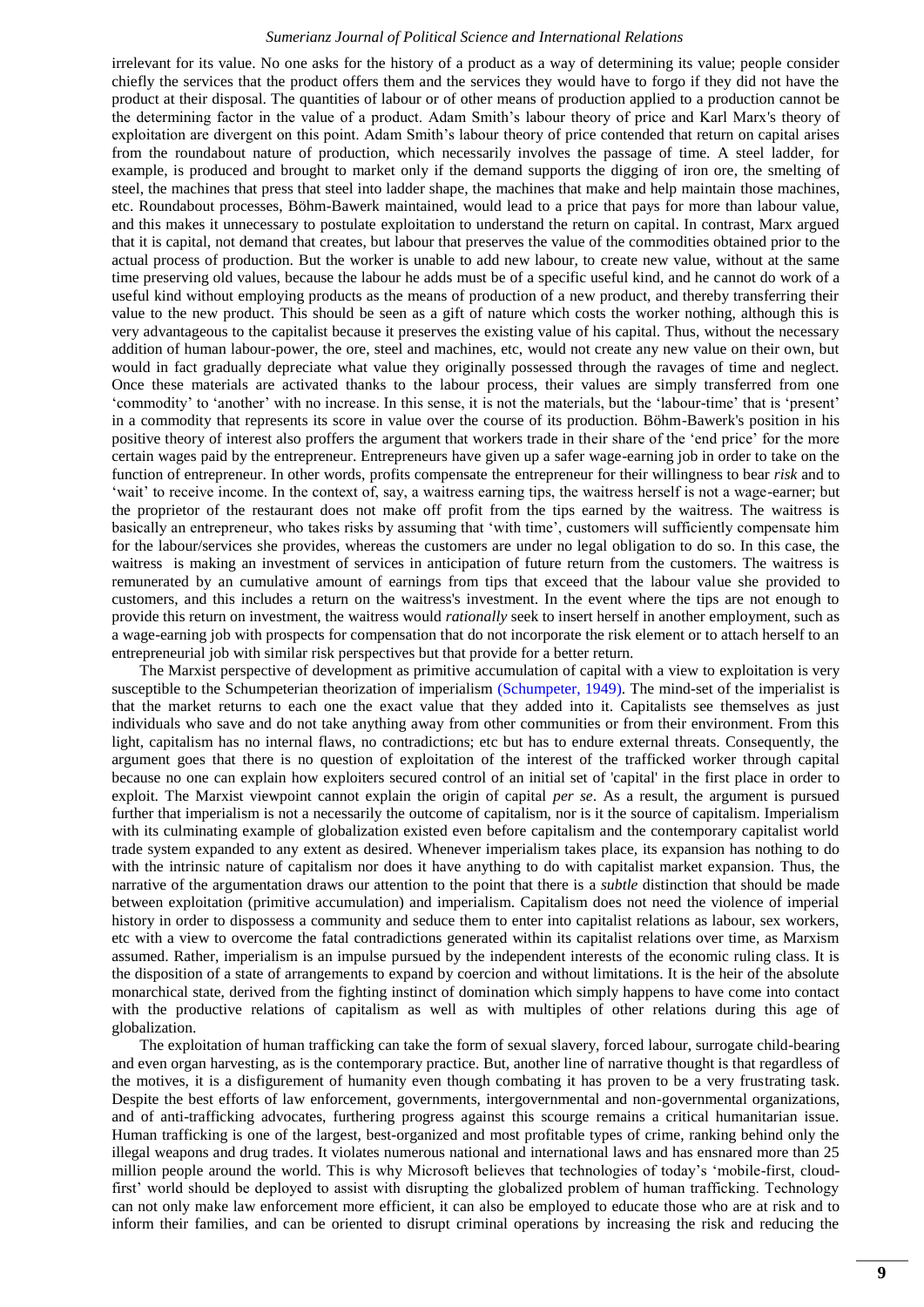irrelevant for its value. No one asks for the history of a product as a way of determining its value; people consider chiefly the services that the product offers them and the services they would have to forgo if they did not have the product at their disposal. The quantities of labour or of other means of production applied to a production cannot be the determining factor in the value of a product. Adam Smith's labour theory of price and Karl Marx's theory of exploitation are divergent on this point. Adam Smith's labour theory of price contended that return on capital arises from the roundabout nature of production, which necessarily involves the passage of time. A steel ladder, for example, is produced and brought to market only if the demand supports the digging of iron ore, the smelting of steel, the machines that press that steel into ladder shape, the machines that make and help maintain those machines, etc. Roundabout processes, Böhm-Bawerk maintained, would lead to a price that pays for more than labour value, and this makes it unnecessary to postulate exploitation to understand the return on capital. In contrast, Marx argued that it is capital, not demand that creates, but labour that preserves the value of the commodities obtained prior to the actual process of production. But the worker is unable to add new labour, to create new value, without at the same time preserving old values, because the labour he adds must be of a specific useful kind, and he cannot do work of a useful kind without employing products as the means of production of a new product, and thereby transferring their value to the new product. This should be seen as a gift of nature which costs the worker nothing, although this is very advantageous to the capitalist because it preserves the existing value of his capital. Thus, without the necessary addition of human labour-power, the ore, steel and machines, etc, would not create any new value on their own, but would in fact gradually depreciate what value they originally possessed through the ravages of time and neglect. Once these materials are activated thanks to the labour process, their values are simply transferred from one 'commodity' to 'another' with no increase. In this sense, it is not the materials, but the 'labour-time' that is 'present' in a commodity that represents its score in value over the course of its production. Böhm-Bawerk's position in his positive theory of interest also proffers the argument that workers trade in their share of the 'end price' for the more certain wages paid by the entrepreneur. Entrepreneurs have given up a safer wage-earning job in order to take on the function of entrepreneur. In other words, profits compensate the entrepreneur for their willingness to bear *risk* and to 'wait' to receive income. In the context of, say, a waitress earning tips, the waitress herself is not a wage-earner; but the proprietor of the restaurant does not make off profit from the tips earned by the waitress. The waitress is basically an entrepreneur, who takes risks by assuming that 'with time', customers will sufficiently compensate him for the labour/services she provides, whereas the customers are under no legal obligation to do so. In this case, the waitress is making an investment of services in anticipation of future return from the customers. The waitress is remunerated by an cumulative amount of earnings from tips that exceed that the labour value she provided to customers, and this includes a return on the waitress's investment. In the event where the tips are not enough to provide this return on investment, the waitress would *rationally* seek to insert herself in another employment, such as a wage-earning job with prospects for compensation that do not incorporate the risk element or to attach herself to an entrepreneurial job with similar risk perspectives but that provide for a better return.

The Marxist perspective of development as primitive accumulation of capital with a view to exploitation is very susceptible to the Schumpeterian theorization of imperialism (Schumpeter, 1949). The mind-set of the imperialist is that the market returns to each one the exact value that they added into it. Capitalists see themselves as just individuals who save and do not take anything away from other communities or from their environment. From this light, capitalism has no internal flaws, no contradictions; etc but has to endure external threats. Consequently, the argument goes that there is no question of exploitation of the interest of the trafficked worker through capital because no one can explain how exploiters secured control of an initial set of 'capital' in the first place in order to exploit. The Marxist viewpoint cannot explain the origin of capital *per se*. As a result, the argument is pursued further that imperialism is not a necessarily the outcome of capitalism, nor is it the source of capitalism. Imperialism with its culminating example of globalization existed even before capitalism and the contemporary capitalist world trade system expanded to any extent as desired. Whenever imperialism takes place, its expansion has nothing to do with the intrinsic nature of capitalism nor does it have anything to do with capitalist market expansion. Thus, the narrative of the argumentation draws our attention to the point that there is a *subtle* distinction that should be made between exploitation (primitive accumulation) and imperialism. Capitalism does not need the violence of imperial history in order to dispossess a community and seduce them to enter into capitalist relations as labour, sex workers, etc with a view to overcome the fatal contradictions generated within its capitalist relations over time, as Marxism assumed. Rather, imperialism is an impulse pursued by the independent interests of the economic ruling class. It is the disposition of a state of arrangements to expand by coercion and without limitations. It is the heir of the absolute monarchical state, derived from the fighting instinct of domination which simply happens to have come into contact with the productive relations of capitalism as well as with multiples of other relations during this age of globalization.

The exploitation of human trafficking can take the form of sexual slavery, forced labour, surrogate child-bearing and even organ harvesting, as is the contemporary practice. But, another line of narrative thought is that regardless of the motives, it is a disfigurement of humanity even though combating it has proven to be a very frustrating task. Despite the best efforts of law enforcement, governments, intergovernmental and non-governmental organizations, and of anti-trafficking advocates, furthering progress against this scourge remains a critical humanitarian issue. Human trafficking is one of the largest, best-organized and most profitable types of crime, ranking behind only the illegal weapons and drug trades. It violates numerous national and international laws and has ensnared more than 25 million people around the world. This is why Microsoft believes that technologies of today's 'mobile-first, cloud-first' world should be deployed to assist with disrupting the globalized problem of human trafficking. Technology can not only make law enforcement more efficient, it can also be employed to educate those who are at risk and to inform their families, and can be oriented to disrupt criminal operations by increasing the risk and reducing the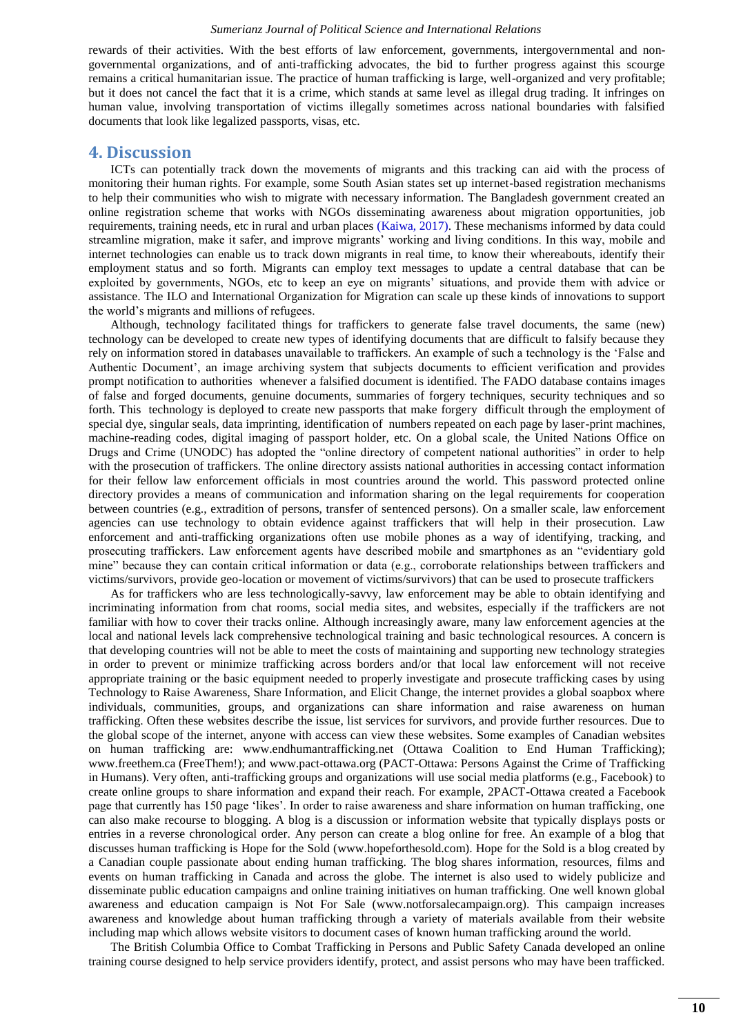rewards of their activities. With the best efforts of law enforcement, governments, intergovernmental and non-governmental organizations, and of anti-trafficking advocates, the bid to further progress against this scourge remains a critical humanitarian issue. The practice of human trafficking is large, well-organized and very profitable; but it does not cancel the fact that it is a crime, which stands at same level as illegal drug trading. It infringes on human value, involving transportation of victims illegally sometimes across national boundaries with falsified documents that look like legalized passports, visas, etc.

## 4. Discussion

ICTs can potentially track down the movements of migrants and this tracking can aid with the process of monitoring their human rights. For example, some South Asian states set up internet-based registration mechanisms to help their communities who wish to migrate with necessary information. The Bangladesh government created an online registration scheme that works with NGOs disseminating awareness about migration opportunities, job requirements, training needs, etc in rural and urban places (Kaiwa, 2017). These mechanisms informed by data could streamline migration, make it safer, and improve migrants' working and living conditions. In this way, mobile and internet technologies can enable us to track down migrants in real time, to know their whereabouts, identify their employment status and so forth. Migrants can employ text messages to update a central database that can be exploited by governments, NGOs, etc to keep an eye on migrants' situations, and provide them with advice or assistance. The ILO and International Organization for Migration can scale up these kinds of innovations to support the world's migrants and millions of refugees.

Although, technology facilitated things for traffickers to generate false travel documents, the same (new) technology can be developed to create new types of identifying documents that are difficult to falsify because they rely on information stored in databases unavailable to traffickers. An example of such a technology is the 'False and Authentic Document', an image archiving system that subjects documents to efficient verification and provides prompt notification to authorities whenever a falsified document is identified. The FADO database contains images of false and forged documents, genuine documents, summaries of forgery techniques, security techniques and so forth. This technology is deployed to create new passports that make forgery difficult through the employment of special dye, singular seals, data imprinting, identification of numbers repeated on each page by laser-print machines, machine-reading codes, digital imaging of passport holder, etc. On a global scale, the United Nations Office on Drugs and Crime (UNODC) has adopted the "online directory of competent national authorities" in order to help with the prosecution of traffickers. The online directory assists national authorities in accessing contact information for their fellow law enforcement officials in most countries around the world. This password protected online directory provides a means of communication and information sharing on the legal requirements for cooperation between countries (e.g., extradition of persons, transfer of sentenced persons). On a smaller scale, law enforcement agencies can use technology to obtain evidence against traffickers that will help in their prosecution. Law enforcement and anti-trafficking organizations often use mobile phones as a way of identifying, tracking, and prosecuting traffickers. Law enforcement agents have described mobile and smartphones as an "evidentiary gold mine" because they can contain critical information or data (e.g., corroborate relationships between traffickers and victims/survivors, provide geo-location or movement of victims/survivors) that can be used to prosecute traffickers

As for traffickers who are less technologically-savvy, law enforcement may be able to obtain identifying and incriminating information from chat rooms, social media sites, and websites, especially if the traffickers are not familiar with how to cover their tracks online. Although increasingly aware, many law enforcement agencies at the local and national levels lack comprehensive technological training and basic technological resources. A concern is that developing countries will not be able to meet the costs of maintaining and supporting new technology strategies in order to prevent or minimize trafficking across borders and/or that local law enforcement will not receive appropriate training or the basic equipment needed to properly investigate and prosecute trafficking cases by using Technology to Raise Awareness, Share Information, and Elicit Change, the internet provides a global soapbox where individuals, communities, groups, and organizations can share information and raise awareness on human trafficking. Often these websites describe the issue, list services for survivors, and provide further resources. Due to the global scope of the internet, anyone with access can view these websites. Some examples of Canadian websites on human trafficking are: www.endhumantrafficking.net (Ottawa Coalition to End Human Trafficking); www.freethem.ca (FreeThem!); and www.pact-ottawa.org (PACT-Ottawa: Persons Against the Crime of Trafficking in Humans). Very often, anti-trafficking groups and organizations will use social media platforms (e.g., Facebook) to create online groups to share information and expand their reach. For example, 2PACT-Ottawa created a Facebook page that currently has 150 page 'likes'. In order to raise awareness and share information on human trafficking, one can also make recourse to blogging. A blog is a discussion or information website that typically displays posts or entries in a reverse chronological order. Any person can create a blog online for free. An example of a blog that discusses human trafficking is Hope for the Sold (www.hopeforthesold.com). Hope for the Sold is a blog created by a Canadian couple passionate about ending human trafficking. The blog shares information, resources, films and events on human trafficking in Canada and across the globe. The internet is also used to widely publicize and disseminate public education campaigns and online training initiatives on human trafficking. One well known global awareness and education campaign is Not For Sale (www.notforsalecampaign.org). This campaign increases awareness and knowledge about human trafficking through a variety of materials available from their website including map which allows website visitors to document cases of known human trafficking around the world.

The British Columbia Office to Combat Trafficking in Persons and Public Safety Canada developed an online training course designed to help service providers identify, protect, and assist persons who may have been trafficked.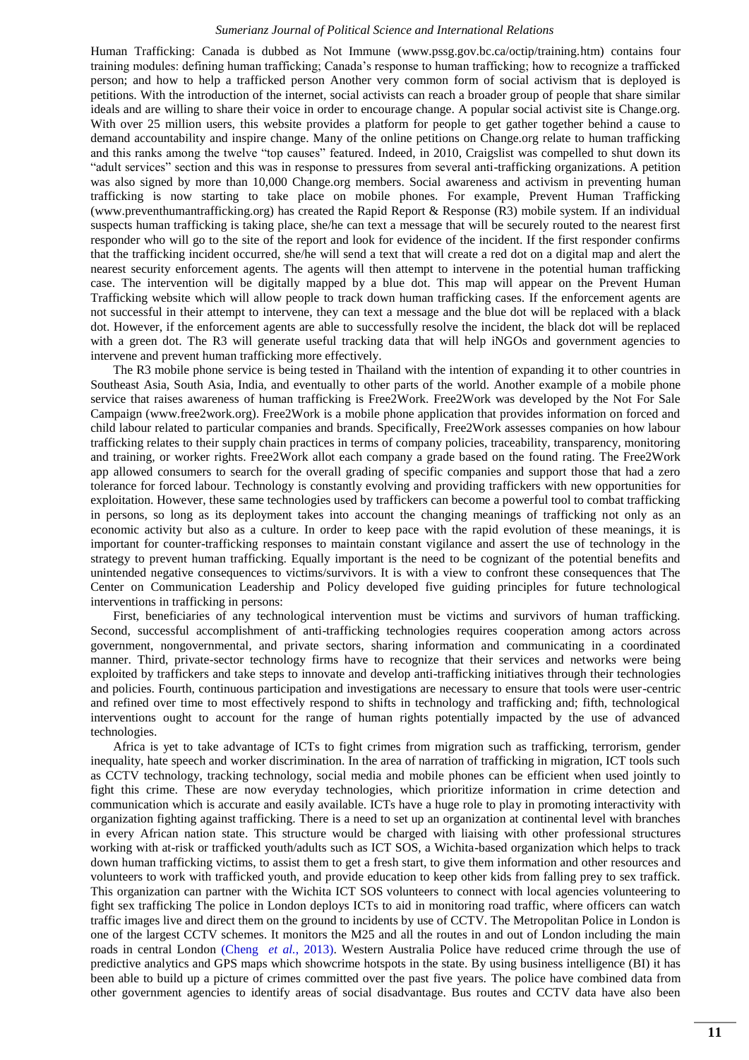Human Trafficking: Canada is dubbed as Not Immune (www.pssg.gov.bc.ca/octip/training.htm) contains four training modules: defining human trafficking; Canada's response to human trafficking; how to recognize a trafficked person; and how to help a trafficked person Another very common form of social activism that is deployed is petitions. With the introduction of the internet, social activists can reach a broader group of people that share similar ideals and are willing to share their voice in order to encourage change. A popular social activist site is Change.org. With over 25 million users, this website provides a platform for people to get gather together behind a cause to demand accountability and inspire change. Many of the online petitions on Change.org relate to human trafficking and this ranks among the twelve "top causes" featured. Indeed, in 2010, Craigslist was compelled to shut down its "adult services" section and this was in response to pressures from several anti-trafficking organizations. A petition was also signed by more than 10,000 Change.org members. Social awareness and activism in preventing human trafficking is now starting to take place on mobile phones. For example, Prevent Human Trafficking (www.preventhumantrafficking.org) has created the Rapid Report & Response (R3) mobile system. If an individual suspects human trafficking is taking place, she/he can text a message that will be securely routed to the nearest first responder who will go to the site of the report and look for evidence of the incident. If the first responder confirms that the trafficking incident occurred, she/he will send a text that will create a red dot on a digital map and alert the nearest security enforcement agents. The agents will then attempt to intervene in the potential human trafficking case. The intervention will be digitally mapped by a blue dot. This map will appear on the Prevent Human Trafficking website which will allow people to track down human trafficking cases. If the enforcement agents are not successful in their attempt to intervene, they can text a message and the blue dot will be replaced with a black dot. However, if the enforcement agents are able to successfully resolve the incident, the black dot will be replaced with a green dot. The R3 will generate useful tracking data that will help iNGOs and government agencies to intervene and prevent human trafficking more effectively.

The R3 mobile phone service is being tested in Thailand with the intention of expanding it to other countries in Southeast Asia, South Asia, India, and eventually to other parts of the world. Another example of a mobile phone service that raises awareness of human trafficking is Free2Work. Free2Work was developed by the Not For Sale Campaign (www.free2work.org). Free2Work is a mobile phone application that provides information on forced and child labour related to particular companies and brands. Specifically, Free2Work assesses companies on how labour trafficking relates to their supply chain practices in terms of company policies, traceability, transparency, monitoring and training, or worker rights. Free2Work allot each company a grade based on the found rating. The Free2Work app allowed consumers to search for the overall grading of specific companies and support those that had a zero tolerance for forced labour. Technology is constantly evolving and providing traffickers with new opportunities for exploitation. However, these same technologies used by traffickers can become a powerful tool to combat trafficking in persons, so long as its deployment takes into account the changing meanings of trafficking not only as an economic activity but also as a culture. In order to keep pace with the rapid evolution of these meanings, it is important for counter-trafficking responses to maintain constant vigilance and assert the use of technology in the strategy to prevent human trafficking. Equally important is the need to be cognizant of the potential benefits and unintended negative consequences to victims/survivors. It is with a view to confront these consequences that The Center on Communication Leadership and Policy developed five guiding principles for future technological interventions in trafficking in persons:

First, beneficiaries of any technological intervention must be victims and survivors of human trafficking. Second, successful accomplishment of anti-trafficking technologies requires cooperation among actors across government, nongovernmental, and private sectors, sharing information and communicating in a coordinated manner. Third, private-sector technology firms have to recognize that their services and networks were being exploited by traffickers and take steps to innovate and develop anti-trafficking initiatives through their technologies and policies. Fourth, continuous participation and investigations are necessary to ensure that tools were user-centric and refined over time to most effectively respond to shifts in technology and trafficking and; fifth, technological interventions ought to account for the range of human rights potentially impacted by the use of advanced technologies.

Africa is yet to take advantage of ICTs to fight crimes from migration such as trafficking, terrorism, gender inequality, hate speech and worker discrimination. In the area of narration of trafficking in migration, ICT tools such as CCTV technology, tracking technology, social media and mobile phones can be efficient when used jointly to fight this crime. These are now everyday technologies, which prioritize information in crime detection and communication which is accurate and easily available. ICTs have a huge role to play in promoting interactivity with organization fighting against trafficking. There is a need to set up an organization at continental level with branches in every African nation state. This structure would be charged with liaising with other professional structures working with at-risk or trafficked youth/adults such as ICT SOS, a Wichita-based organization which helps to track down human trafficking victims, to assist them to get a fresh start, to give them information and other resources and volunteers to work with trafficked youth, and provide education to keep other kids from falling prey to sex traffick. This organization can partner with the Wichita ICT SOS volunteers to connect with local agencies volunteering to fight sex trafficking The police in London deploys ICTs to aid in monitoring road traffic, where officers can watch traffic images live and direct them on the ground to incidents by use of CCTV. The Metropolitan Police in London is one of the largest CCTV schemes. It monitors the M25 and all the routes in and out of London including the main roads in central London (Cheng *et al.*, 2013). Western Australia Police have reduced crime through the use of predictive analytics and GPS maps which showcrime hotspots in the state. By using business intelligence (BI) it has been able to build up a picture of crimes committed over the past five years. The police have combined data from other government agencies to identify areas of social disadvantage. Bus routes and CCTV data have also been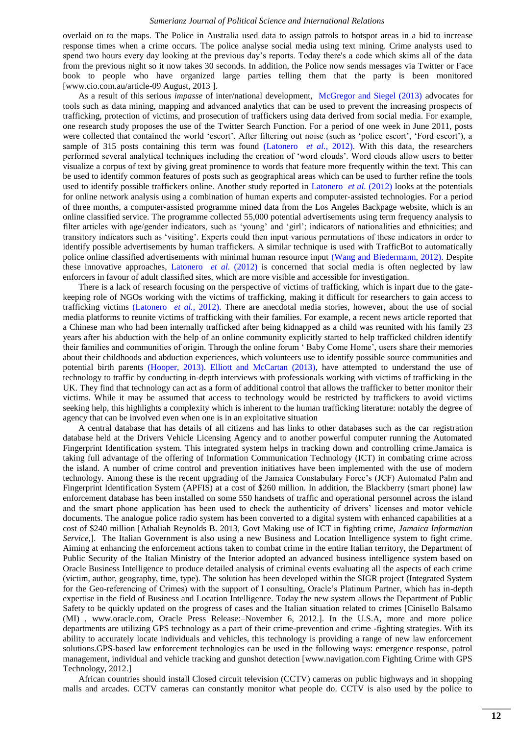overlaid on to the maps. The Police in Australia used data to assign patrols to hotspot areas in a bid to increase response times when a crime occurs. The police analyse social media using text mining. Crime analysts used to spend two hours every day looking at the previous day's reports. Today there's a code which skims all of the data from the previous night so it now takes 30 seconds. In addition, the Police now sends messages via Twitter or Face book to people who have organized large parties telling them that the party is been monitored [www.cio.com.au/article-09 August, 2013 ].

As a result of this serious *impasse* of inter/national development, McGregor and Siegel (2013) advocates for tools such as data mining, mapping and advanced analytics that can be used to prevent the increasing prospects of trafficking, protection of victims, and prosecution of traffickers using data derived from social media. For example, one research study proposes the use of the Twitter Search Function. For a period of one week in June 2011, posts were collected that contained the world 'escort'. After filtering out noise (such as 'police escort', 'Ford escort'), a sample of 315 posts containing this term was found (Latonero *et al.*, 2012). With this data, the researchers performed several analytical techniques including the creation of 'word clouds'. Word clouds allow users to better visualize a corpus of text by giving great prominence to words that feature more frequently within the text. This can be used to identify common features of posts such as geographical areas which can be used to further refine the tools used to identify possible traffickers online. Another study reported in Latonero *et al.* (2012) looks at the potentials for online network analysis using a combination of human experts and computer-assisted technologies. For a period of three months, a computer-assisted programme mined data from the Los Angeles Backpage website, which is an online classified service. The programme collected 55,000 potential advertisements using term frequency analysis to filter articles with age/gender indicators, such as 'young' and 'girl'; indicators of nationalities and ethnicities; and transitory indicators such as 'visiting'. Experts could then input various permutations of these indicators in order to identify possible advertisements by human traffickers. A similar technique is used with TrafficBot to automatically police online classified advertisements with minimal human resource input (Wang and Biedermann, 2012). Despite these innovative approaches, Latonero *et al.* (2012) is concerned that social media is often neglected by law enforcers in favour of adult classified sites, which are more visible and accessible for investigation.

There is a lack of research focusing on the perspective of victims of trafficking, which is inpart due to the gate-keeping role of NGOs working with the victims of trafficking, making it difficult for researchers to gain access to trafficking victims (Latonero *et al.*, 2012). There are anecdotal media stories, however, about the use of social media platforms to reunite victims of trafficking with their families. For example, a recent news article reported that a Chinese man who had been internally trafficked after being kidnapped as a child was reunited with his family 23 years after his abduction with the help of an online community explicitly started to help trafficked children identify their families and communities of origin. Through the online forum ' Baby Come Home', users share their memories about their childhoods and abduction experiences, which volunteers use to identify possible source communities and potential birth parents (Hooper, 2013). Elliott and McCartan (2013), have attempted to understand the use of technology to traffic by conducting in-depth interviews with professionals working with victims of trafficking in the UK. They find that technology can act as a form of additional control that allows the trafficker to better monitor their victims. While it may be assumed that access to technology would be restricted by traffickers to avoid victims seeking help, this highlights a complexity which is inherent to the human trafficking literature: notably the degree of agency that can be involved even when one is in an exploitative situation

A central database that has details of all citizens and has links to other databases such as the car registration database held at the Drivers Vehicle Licensing Agency and to another powerful computer running the Automated Fingerprint Identification system. This integrated system helps in tracking down and controlling crime.Jamaica is taking full advantage of the offering of Information Communication Technology (ICT) in combating crime across the island. A number of crime control and prevention initiatives have been implemented with the use of modern technology. Among these is the recent upgrading of the Jamaica Constabulary Force's (JCF) Automated Palm and Fingerprint Identification System (APFIS) at a cost of $260 million. In addition, the Blackberry (smart phone) law enforcement database has been installed on some 550 handsets of traffic and operational personnel across the island and the smart phone application has been used to check the authenticity of drivers' licenses and motor vehicle documents. The analogue police radio system has been converted to a digital system with enhanced capabilities at a cost of $240 million [Athaliah Reynolds B. 2013, Govt Making use of ICT in fighting crime, *Jamaica Information Service*,]. The Italian Government is also using a new Business and Location Intelligence system to fight crime. Aiming at enhancing the enforcement actions taken to combat crime in the entire Italian territory, the Department of Public Security of the Italian Ministry of the Interior adopted an advanced business intelligence system based on Oracle Business Intelligence to produce detailed analysis of criminal events evaluating all the aspects of each crime (victim, author, geography, time, type). The solution has been developed within the SIGR project (Integrated System for the Geo-referencing of Crimes) with the support of I consulting, Oracle's Platinum Partner, which has in-depth expertise in the field of Business and Location Intelligence. Today the new system allows the Department of Public Safety to be quickly updated on the progress of cases and the Italian situation related to crimes [Cinisello Balsamo (MI) , www.oracle.com, Oracle Press Release:–November 6, 2012.]. In the U.S.A, more and more police departments are utilizing GPS technology as a part of their crime-prevention and crime -fighting strategies. With its ability to accurately locate individuals and vehicles, this technology is providing a range of new law enforcement solutions.GPS-based law enforcement technologies can be used in the following ways: emergence response, patrol management, individual and vehicle tracking and gunshot detection [www.navigation.com Fighting Crime with GPS Technology, 2012.]

African countries should install Closed circuit television (CCTV) cameras on public highways and in shopping malls and arcades. CCTV cameras can constantly monitor what people do. CCTV is also used by the police to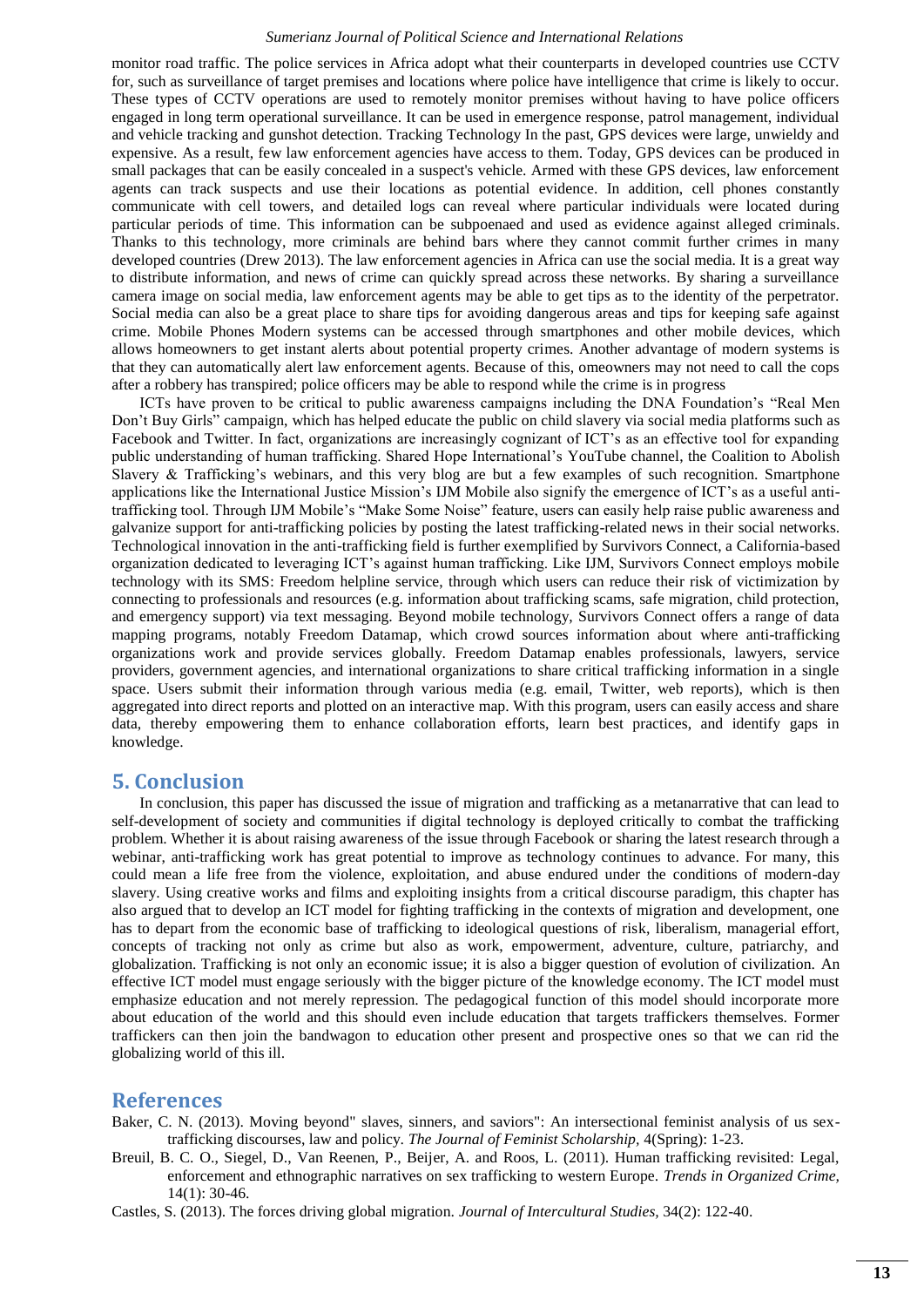monitor road traffic. The police services in Africa adopt what their counterparts in developed countries use CCTV for, such as surveillance of target premises and locations where police have intelligence that crime is likely to occur. These types of CCTV operations are used to remotely monitor premises without having to have police officers engaged in long term operational surveillance. It can be used in emergence response, patrol management, individual and vehicle tracking and gunshot detection. Tracking Technology In the past, GPS devices were large, unwieldy and expensive. As a result, few law enforcement agencies have access to them. Today, GPS devices can be produced in small packages that can be easily concealed in a suspect's vehicle. Armed with these GPS devices, law enforcement agents can track suspects and use their locations as potential evidence. In addition, cell phones constantly communicate with cell towers, and detailed logs can reveal where particular individuals were located during particular periods of time. This information can be subpoenaed and used as evidence against alleged criminals. Thanks to this technology, more criminals are behind bars where they cannot commit further crimes in many developed countries (Drew 2013). The law enforcement agencies in Africa can use the social media. It is a great way to distribute information, and news of crime can quickly spread across these networks. By sharing a surveillance camera image on social media, law enforcement agents may be able to get tips as to the identity of the perpetrator. Social media can also be a great place to share tips for avoiding dangerous areas and tips for keeping safe against crime. Mobile Phones Modern systems can be accessed through smartphones and other mobile devices, which allows homeowners to get instant alerts about potential property crimes. Another advantage of modern systems is that they can automatically alert law enforcement agents. Because of this, omeowners may not need to call the cops after a robbery has transpired; police officers may be able to respond while the crime is in progress

ICTs have proven to be critical to public awareness campaigns including the DNA Foundation's "Real Men Don't Buy Girls" campaign, which has helped educate the public on child slavery via social media platforms such as Facebook and Twitter. In fact, organizations are increasingly cognizant of ICT's as an effective tool for expanding public understanding of human trafficking. Shared Hope International's YouTube channel, the Coalition to Abolish Slavery & Trafficking's webinars, and this very blog are but a few examples of such recognition. Smartphone applications like the International Justice Mission's IJM Mobile also signify the emergence of ICT's as a useful anti-trafficking tool. Through IJM Mobile's "Make Some Noise" feature, users can easily help raise public awareness and galvanize support for anti-trafficking policies by posting the latest trafficking-related news in their social networks. Technological innovation in the anti-trafficking field is further exemplified by Survivors Connect, a California-based organization dedicated to leveraging ICT's against human trafficking. Like IJM, Survivors Connect employs mobile technology with its SMS: Freedom helpline service, through which users can reduce their risk of victimization by connecting to professionals and resources (e.g. information about trafficking scams, safe migration, child protection, and emergency support) via text messaging. Beyond mobile technology, Survivors Connect offers a range of data mapping programs, notably Freedom Datamap, which crowd sources information about where anti-trafficking organizations work and provide services globally. Freedom Datamap enables professionals, lawyers, service providers, government agencies, and international organizations to share critical trafficking information in a single space. Users submit their information through various media (e.g. email, Twitter, web reports), which is then aggregated into direct reports and plotted on an interactive map. With this program, users can easily access and share data, thereby empowering them to enhance collaboration efforts, learn best practices, and identify gaps in knowledge.

## 5. Conclusion

In conclusion, this paper has discussed the issue of migration and trafficking as a metanarrative that can lead to self-development of society and communities if digital technology is deployed critically to combat the trafficking problem. Whether it is about raising awareness of the issue through Facebook or sharing the latest research through a webinar, anti-trafficking work has great potential to improve as technology continues to advance. For many, this could mean a life free from the violence, exploitation, and abuse endured under the conditions of modern-day slavery. Using creative works and films and exploiting insights from a critical discourse paradigm, this chapter has also argued that to develop an ICT model for fighting trafficking in the contexts of migration and development, one has to depart from the economic base of trafficking to ideological questions of risk, liberalism, managerial effort, concepts of tracking not only as crime but also as work, empowerment, adventure, culture, patriarchy, and globalization. Trafficking is not only an economic issue; it is also a bigger question of evolution of civilization. An effective ICT model must engage seriously with the bigger picture of the knowledge economy. The ICT model must emphasize education and not merely repression. The pedagogical function of this model should incorporate more about education of the world and this should even include education that targets traffickers themselves. Former traffickers can then join the bandwagon to education other present and prospective ones so that we can rid the globalizing world of this ill.

## References

Baker, C. N. (2013). Moving beyond" slaves, sinners, and saviors": An intersectional feminist analysis of us sex-trafficking discourses, law and policy. *The Journal of Feminist Scholarship*, 4(Spring): 1-23.

Breuil, B. C. O., Siegel, D., Van Reenen, P., Beijer, A. and Roos, L. (2011). Human trafficking revisited: Legal, enforcement and ethnographic narratives on sex trafficking to western Europe. *Trends in Organized Crime*, 14(1): 30-46.

Castles, S. (2013). The forces driving global migration. *Journal of Intercultural Studies*, 34(2): 122-40.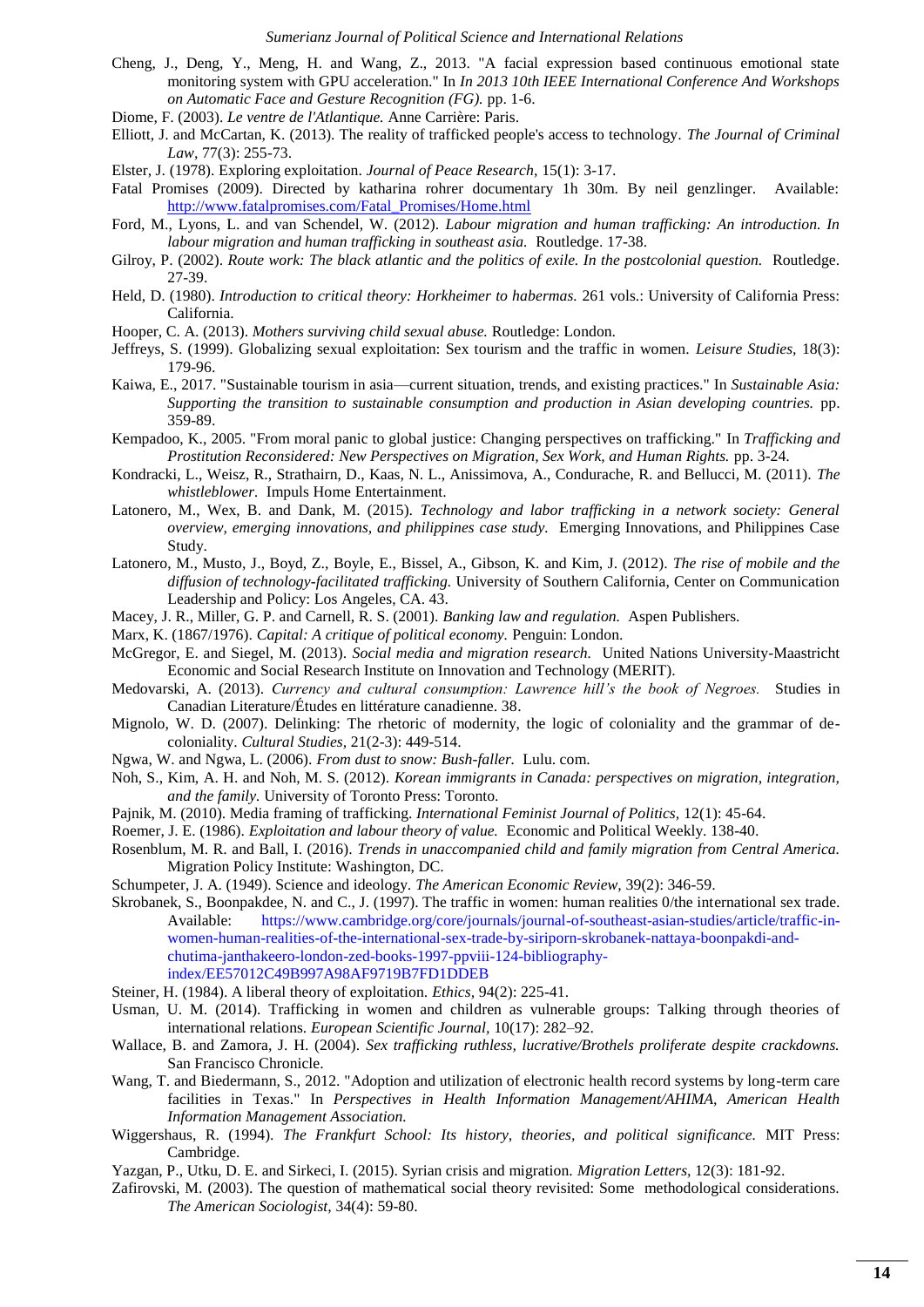Cheng, J., Deng, Y., Meng, H. and Wang, Z., 2013. "A facial expression based continuous emotional state monitoring system with GPU acceleration." In *In 2013 10th IEEE International Conference And Workshops on Automatic Face and Gesture Recognition (FG).* pp. 1-6.

Diome, F. (2003). *Le ventre de l'Atlantique.* Anne Carrière: Paris.

Elliott, J. and McCartan, K. (2013). The reality of trafficked people's access to technology. *The Journal of Criminal Law,* 77(3): 255-73.

Elster, J. (1978). Exploring exploitation. *Journal of Peace Research,* 15(1): 3-17.

Fatal Promises (2009). Directed by katharina rohrer documentary 1h 30m. By neil genzlinger. Available: http://www.fatalpromises.com/Fatal_Promises/Home.html

Ford, M., Lyons, L. and van Schendel, W. (2012). *Labour migration and human trafficking: An introduction. In labour migration and human trafficking in southeast asia.* Routledge. 17-38.

Gilroy, P. (2002). *Route work: The black atlantic and the politics of exile. In the postcolonial question.* Routledge. 27-39.

Held, D. (1980). *Introduction to critical theory: Horkheimer to habermas.* 261 vols.: University of California Press: California.

Hooper, C. A. (2013). *Mothers surviving child sexual abuse.* Routledge: London.

Jeffreys, S. (1999). Globalizing sexual exploitation: Sex tourism and the traffic in women. *Leisure Studies,* 18(3): 179-96.

Kaiwa, E., 2017. "Sustainable tourism in asia—current situation, trends, and existing practices." In *Sustainable Asia: Supporting the transition to sustainable consumption and production in Asian developing countries.* pp. 359-89.

Kempadoo, K., 2005. "From moral panic to global justice: Changing perspectives on trafficking." In *Trafficking and Prostitution Reconsidered: New Perspectives on Migration, Sex Work, and Human Rights.* pp. 3-24.

Kondracki, L., Weisz, R., Strathairn, D., Kaas, N. L., Anissimova, A., Condurache, R. and Bellucci, M. (2011). *The whistleblower.* Impuls Home Entertainment.

Latonero, M., Wex, B. and Dank, M. (2015). *Technology and labor trafficking in a network society: General overview, emerging innovations, and philippines case study.* Emerging Innovations, and Philippines Case Study.

Latonero, M., Musto, J., Boyd, Z., Boyle, E., Bissel, A., Gibson, K. and Kim, J. (2012). *The rise of mobile and the diffusion of technology-facilitated trafficking.* University of Southern California, Center on Communication Leadership and Policy: Los Angeles, CA. 43.

Macey, J. R., Miller, G. P. and Carnell, R. S. (2001). *Banking law and regulation.* Aspen Publishers.

Marx, K. (1867/1976). *Capital: A critique of political economy.* Penguin: London.

McGregor, E. and Siegel, M. (2013). *Social media and migration research.* United Nations University-Maastricht Economic and Social Research Institute on Innovation and Technology (MERIT).

Medovarski, A. (2013). *Currency and cultural consumption: Lawrence hill's the book of Negroes.* Studies in Canadian Literature/Études en littérature canadienne. 38.

Mignolo, W. D. (2007). Delinking: The rhetoric of modernity, the logic of coloniality and the grammar of de-coloniality. *Cultural Studies,* 21(2-3): 449-514.

Ngwa, W. and Ngwa, L. (2006). *From dust to snow: Bush-faller.* Lulu. com.

Noh, S., Kim, A. H. and Noh, M. S. (2012). *Korean immigrants in Canada: perspectives on migration, integration, and the family.* University of Toronto Press: Toronto.

Pajnik, M. (2010). Media framing of trafficking. *International Feminist Journal of Politics,* 12(1): 45-64.

Roemer, J. E. (1986). *Exploitation and labour theory of value.* Economic and Political Weekly. 138-40.

Rosenblum, M. R. and Ball, I. (2016). *Trends in unaccompanied child and family migration from Central America.* Migration Policy Institute: Washington, DC.

Schumpeter, J. A. (1949). Science and ideology. *The American Economic Review,* 39(2): 346-59.

Skrobanek, S., Boonpakdee, N. and C., J. (1997). The traffic in women: human realities 0/the international sex trade. Available: https://www.cambridge.org/core/journals/journal-of-southeast-asian-studies/article/traffic-in-women-human-realities-of-the-international-sex-trade-by-siriporn-skrobanek-nattaya-boonpakdi-and-chutima-janthakeero-london-zed-books-1997-ppviii-124-bibliography-index/EE57012C49B997A98AF9719B7FD1DDEB

Steiner, H. (1984). A liberal theory of exploitation. *Ethics,* 94(2): 225-41.

Usman, U. M. (2014). Trafficking in women and children as vulnerable groups: Talking through theories of international relations. *European Scientific Journal,* 10(17): 282–92.

Wallace, B. and Zamora, J. H. (2004). *Sex trafficking ruthless, lucrative/Brothels proliferate despite crackdowns.* San Francisco Chronicle.

Wang, T. and Biedermann, S., 2012. "Adoption and utilization of electronic health record systems by long-term care facilities in Texas." In *Perspectives in Health Information Management/AHIMA, American Health Information Management Association.*

Wiggershaus, R. (1994). *The Frankfurt School: Its history, theories, and political significance.* MIT Press: Cambridge.

Yazgan, P., Utku, D. E. and Sirkeci, I. (2015). Syrian crisis and migration. *Migration Letters,* 12(3): 181-92.

Zafirovski, M. (2003). The question of mathematical social theory revisited: Some methodological considerations. *The American Sociologist,* 34(4): 59-80.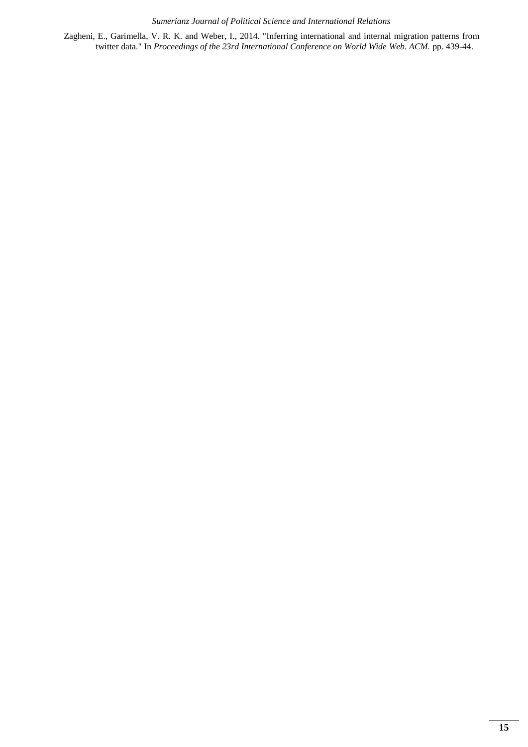Zagheni, E., Garimella, V. R. K. and Weber, I., 2014. "Inferring international and internal migration patterns from twitter data." In *Proceedings of the 23rd International Conference on World Wide Web. ACM.* pp. 439-44.